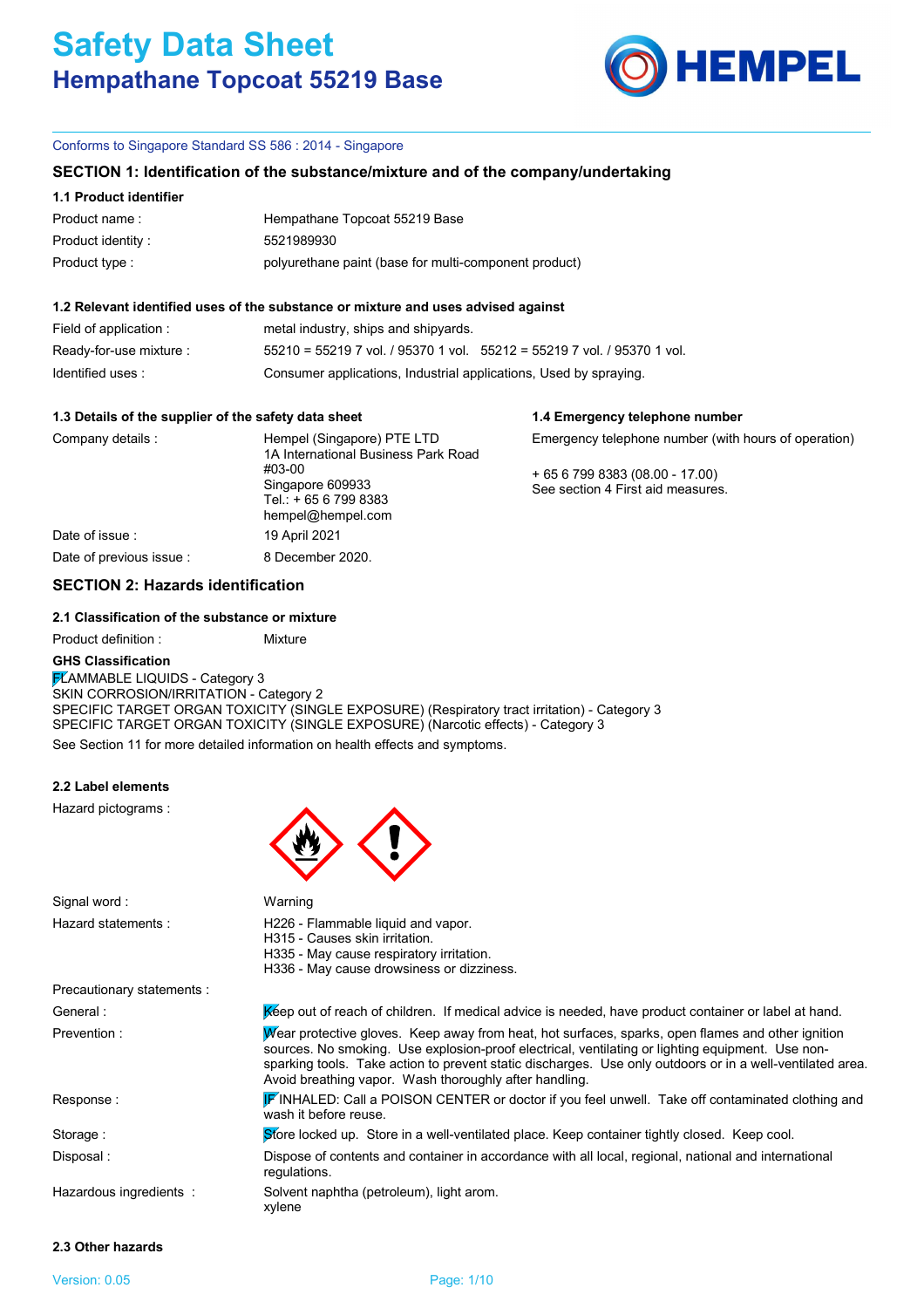# Safety Data Sheet
## Hempathane Topcoat 55219 Base

Conforms to Singapore Standard SS 586 : 2014 - Singapore

## SECTION 1: Identification of the substance/mixture and of the company/undertaking

### 1.1 Product identifier

| | |
|---|---|
| Product name : | Hempathane Topcoat 55219 Base |
| Product identity : | 5521989930 |
| Product type : | polyurethane paint (base for multi-component product) |

### 1.2 Relevant identified uses of the substance or mixture and uses advised against

| | |
|---|---|
| Field of application : | metal industry, ships and shipyards. |
| Ready-for-use mixture : | 55210 = 55219 7 vol. / 95370 1 vol. 55212 = 55219 7 vol. / 95370 1 vol. |
| Identified uses : | Consumer applications, Industrial applications, Used by spraying. |

### 1.3 Details of the supplier of the safety data sheet

| | |
|---|---|
| Company details : | Hempel (Singapore) PTE LTD<br>1A International Business Park Road<br>#03-00<br>Singapore 609933<br>Tel.: + 65 6 799 8383<br>hempel@hempel.com |
| Date of issue : | 19 April 2021 |
| Date of previous issue : | 8 December 2020. |

### 1.4 Emergency telephone number

Emergency telephone number (with hours of operation)

+ 65 6 799 8383 (08.00 - 17.00)
See section 4 First aid measures.

## SECTION 2: Hazards identification

### 2.1 Classification of the substance or mixture

Product definition : Mixture

**GHS Classification**

FLAMMABLE LIQUIDS - Category 3
SKIN CORROSION/IRRITATION - Category 2
SPECIFIC TARGET ORGAN TOXICITY (SINGLE EXPOSURE) (Respiratory tract irritation) - Category 3
SPECIFIC TARGET ORGAN TOXICITY (SINGLE EXPOSURE) (Narcotic effects) - Category 3

See Section 11 for more detailed information on health effects and symptoms.

### 2.2 Label elements

Hazard pictograms :

| | |
|---|---|
| Signal word : | Warning |
| Hazard statements : | H226 - Flammable liquid and vapor.<br>H315 - Causes skin irritation.<br>H335 - May cause respiratory irritation.<br>H336 - May cause drowsiness or dizziness. |
| Precautionary statements : | |
| General : | Keep out of reach of children. If medical advice is needed, have product container or label at hand. |
| Prevention : | Wear protective gloves. Keep away from heat, hot surfaces, sparks, open flames and other ignition sources. No smoking. Use explosion-proof electrical, ventilating or lighting equipment. Use non-sparking tools. Take action to prevent static discharges. Use only outdoors or in a well-ventilated area. Avoid breathing vapor. Wash thoroughly after handling. |
| Response : | IF INHALED: Call a POISON CENTER or doctor if you feel unwell. Take off contaminated clothing and wash it before reuse. |
| Storage : | Store locked up. Store in a well-ventilated place. Keep container tightly closed. Keep cool. |
| Disposal : | Dispose of contents and container in accordance with all local, regional, national and international regulations. |
| Hazardous ingredients : | Solvent naphtha (petroleum), light arom.<br>xylene |

### 2.3 Other hazards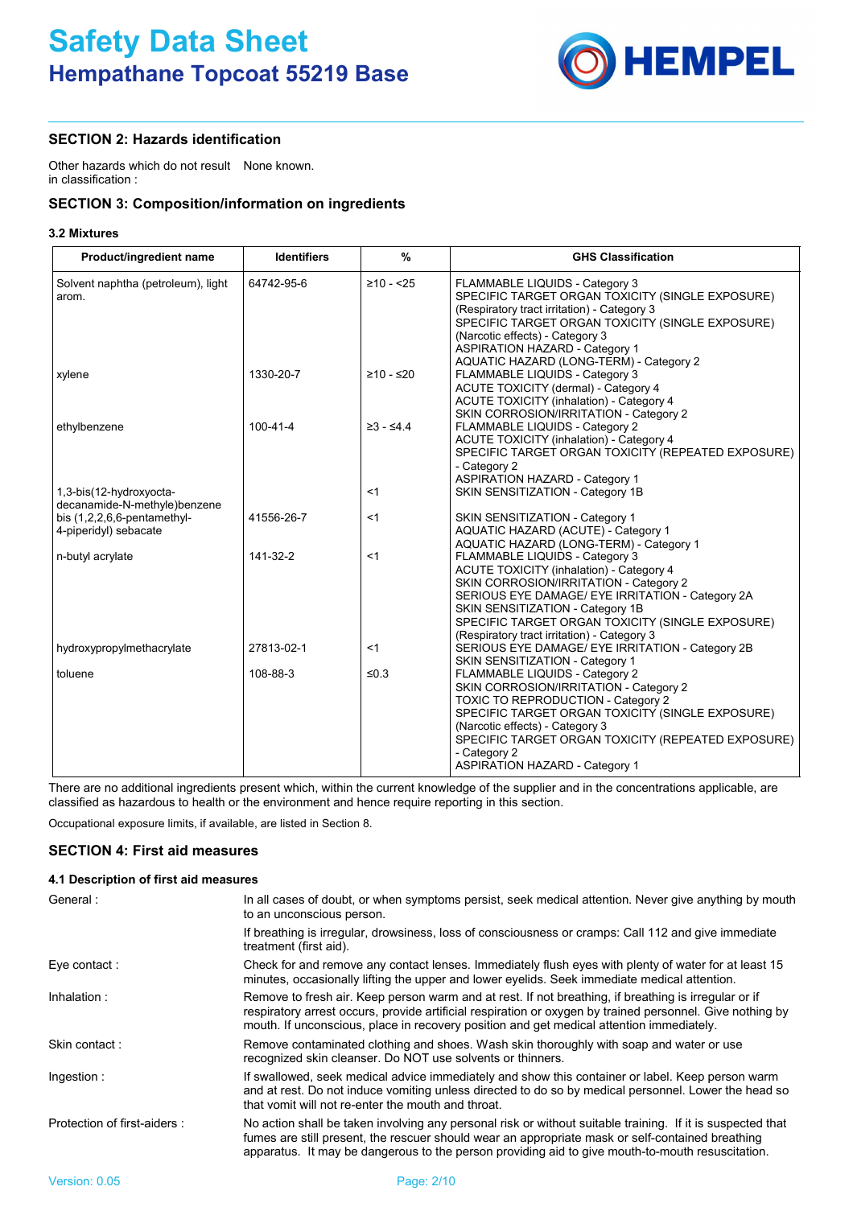## SECTION 2: Hazards identification

Other hazards which do not result in classification : None known.

## SECTION 3: Composition/information on ingredients

### 3.2 Mixtures

| Product/ingredient name | Identifiers | % | GHS Classification |
|---|---|---|---|
| Solvent naphtha (petroleum), light arom. | 64742-95-6 | ≥10 - <25 | FLAMMABLE LIQUIDS - Category 3<br>SPECIFIC TARGET ORGAN TOXICITY (SINGLE EXPOSURE) (Respiratory tract irritation) - Category 3<br>SPECIFIC TARGET ORGAN TOXICITY (SINGLE EXPOSURE) (Narcotic effects) - Category 3<br>ASPIRATION HAZARD - Category 1<br>AQUATIC HAZARD (LONG-TERM) - Category 2 |
| xylene | 1330-20-7 | ≥10 - ≤20 | FLAMMABLE LIQUIDS - Category 3<br>ACUTE TOXICITY (dermal) - Category 4<br>ACUTE TOXICITY (inhalation) - Category 4<br>SKIN CORROSION/IRRITATION - Category 2 |
| ethylbenzene | 100-41-4 | ≥3 - ≤4.4 | FLAMMABLE LIQUIDS - Category 2<br>ACUTE TOXICITY (inhalation) - Category 4<br>SPECIFIC TARGET ORGAN TOXICITY (REPEATED EXPOSURE) - Category 2<br>ASPIRATION HAZARD - Category 1 |
| 1,3-bis(12-hydroxyocta-decanamide-N-methyle)benzene | | <1 | SKIN SENSITIZATION - Category 1B |
| bis (1,2,2,6,6-pentamethyl-4-piperidyl) sebacate | 41556-26-7 | <1 | SKIN SENSITIZATION - Category 1<br>AQUATIC HAZARD (ACUTE) - Category 1<br>AQUATIC HAZARD (LONG-TERM) - Category 1 |
| n-butyl acrylate | 141-32-2 | <1 | FLAMMABLE LIQUIDS - Category 3<br>ACUTE TOXICITY (inhalation) - Category 4<br>SKIN CORROSION/IRRITATION - Category 2<br>SERIOUS EYE DAMAGE/ EYE IRRITATION - Category 2A<br>SKIN SENSITIZATION - Category 1B<br>SPECIFIC TARGET ORGAN TOXICITY (SINGLE EXPOSURE) (Respiratory tract irritation) - Category 3 |
| hydroxypropylmethacrylate | 27813-02-1 | <1 | SERIOUS EYE DAMAGE/ EYE IRRITATION - Category 2B<br>SKIN SENSITIZATION - Category 1 |
| toluene | 108-88-3 | ≤0.3 | FLAMMABLE LIQUIDS - Category 2<br>SKIN CORROSION/IRRITATION - Category 2<br>TOXIC TO REPRODUCTION - Category 2<br>SPECIFIC TARGET ORGAN TOXICITY (SINGLE EXPOSURE) (Narcotic effects) - Category 3<br>SPECIFIC TARGET ORGAN TOXICITY (REPEATED EXPOSURE) - Category 2<br>ASPIRATION HAZARD - Category 1 |

There are no additional ingredients present which, within the current knowledge of the supplier and in the concentrations applicable, are classified as hazardous to health or the environment and hence require reporting in this section.

Occupational exposure limits, if available, are listed in Section 8.

## SECTION 4: First aid measures

### 4.1 Description of first aid measures

**General :** In all cases of doubt, or when symptoms persist, seek medical attention. Never give anything by mouth to an unconscious person.

If breathing is irregular, drowsiness, loss of consciousness or cramps: Call 112 and give immediate treatment (first aid).

**Eye contact :** Check for and remove any contact lenses. Immediately flush eyes with plenty of water for at least 15 minutes, occasionally lifting the upper and lower eyelids. Seek immediate medical attention.

**Inhalation :** Remove to fresh air. Keep person warm and at rest. If not breathing, if breathing is irregular or if respiratory arrest occurs, provide artificial respiration or oxygen by trained personnel. Give nothing by mouth. If unconscious, place in recovery position and get medical attention immediately.

**Skin contact :** Remove contaminated clothing and shoes. Wash skin thoroughly with soap and water or use recognized skin cleanser. Do NOT use solvents or thinners.

**Ingestion :** If swallowed, seek medical advice immediately and show this container or label. Keep person warm and at rest. Do not induce vomiting unless directed to do so by medical personnel. Lower the head so that vomit will not re-enter the mouth and throat.

**Protection of first-aiders :** No action shall be taken involving any personal risk or without suitable training. If it is suspected that fumes are still present, the rescuer should wear an appropriate mask or self-contained breathing apparatus. It may be dangerous to the person providing aid to give mouth-to-mouth resuscitation.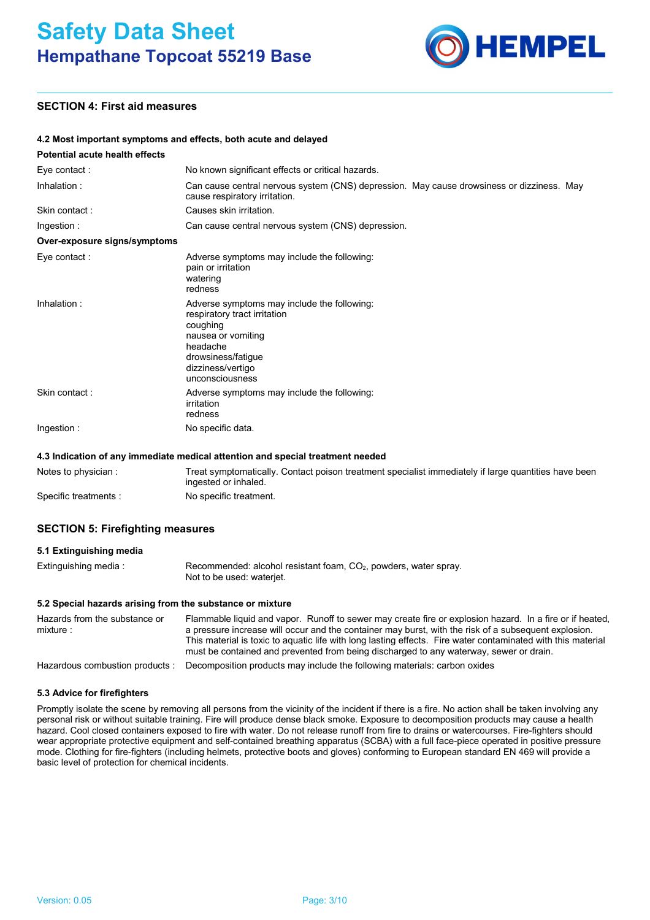## SECTION 4: First aid measures

### 4.2 Most important symptoms and effects, both acute and delayed

**Potential acute health effects**

| | |
|---|---|
| Eye contact : | No known significant effects or critical hazards. |
| Inhalation : | Can cause central nervous system (CNS) depression. May cause drowsiness or dizziness. May cause respiratory irritation. |
| Skin contact : | Causes skin irritation. |
| Ingestion : | Can cause central nervous system (CNS) depression. |

**Over-exposure signs/symptoms**

| | |
|---|---|
| Eye contact : | Adverse symptoms may include the following:<br>pain or irritation<br>watering<br>redness |
| Inhalation : | Adverse symptoms may include the following:<br>respiratory tract irritation<br>coughing<br>nausea or vomiting<br>headache<br>drowsiness/fatigue<br>dizziness/vertigo<br>unconsciousness |
| Skin contact : | Adverse symptoms may include the following:<br>irritation<br>redness |
| Ingestion : | No specific data. |

### 4.3 Indication of any immediate medical attention and special treatment needed

| | |
|---|---|
| Notes to physician : | Treat symptomatically. Contact poison treatment specialist immediately if large quantities have been ingested or inhaled. |
| Specific treatments : | No specific treatment. |

## SECTION 5: Firefighting measures

### 5.1 Extinguishing media

| | |
|---|---|
| Extinguishing media : | Recommended: alcohol resistant foam, $CO_2$, powders, water spray.<br>Not to be used: waterjet. |

### 5.2 Special hazards arising from the substance or mixture

| | |
|---|---|
| Hazards from the substance or mixture : | Flammable liquid and vapor. Runoff to sewer may create fire or explosion hazard. In a fire or if heated, a pressure increase will occur and the container may burst, with the risk of a subsequent explosion. This material is toxic to aquatic life with long lasting effects. Fire water contaminated with this material must be contained and prevented from being discharged to any waterway, sewer or drain. |
| Hazardous combustion products : | Decomposition products may include the following materials: carbon oxides |

### 5.3 Advice for firefighters

Promptly isolate the scene by removing all persons from the vicinity of the incident if there is a fire. No action shall be taken involving any personal risk or without suitable training. Fire will produce dense black smoke. Exposure to decomposition products may cause a health hazard. Cool closed containers exposed to fire with water. Do not release runoff from fire to drains or watercourses. Fire-fighters should wear appropriate protective equipment and self-contained breathing apparatus (SCBA) with a full face-piece operated in positive pressure mode. Clothing for fire-fighters (including helmets, protective boots and gloves) conforming to European standard EN 469 will provide a basic level of protection for chemical incidents.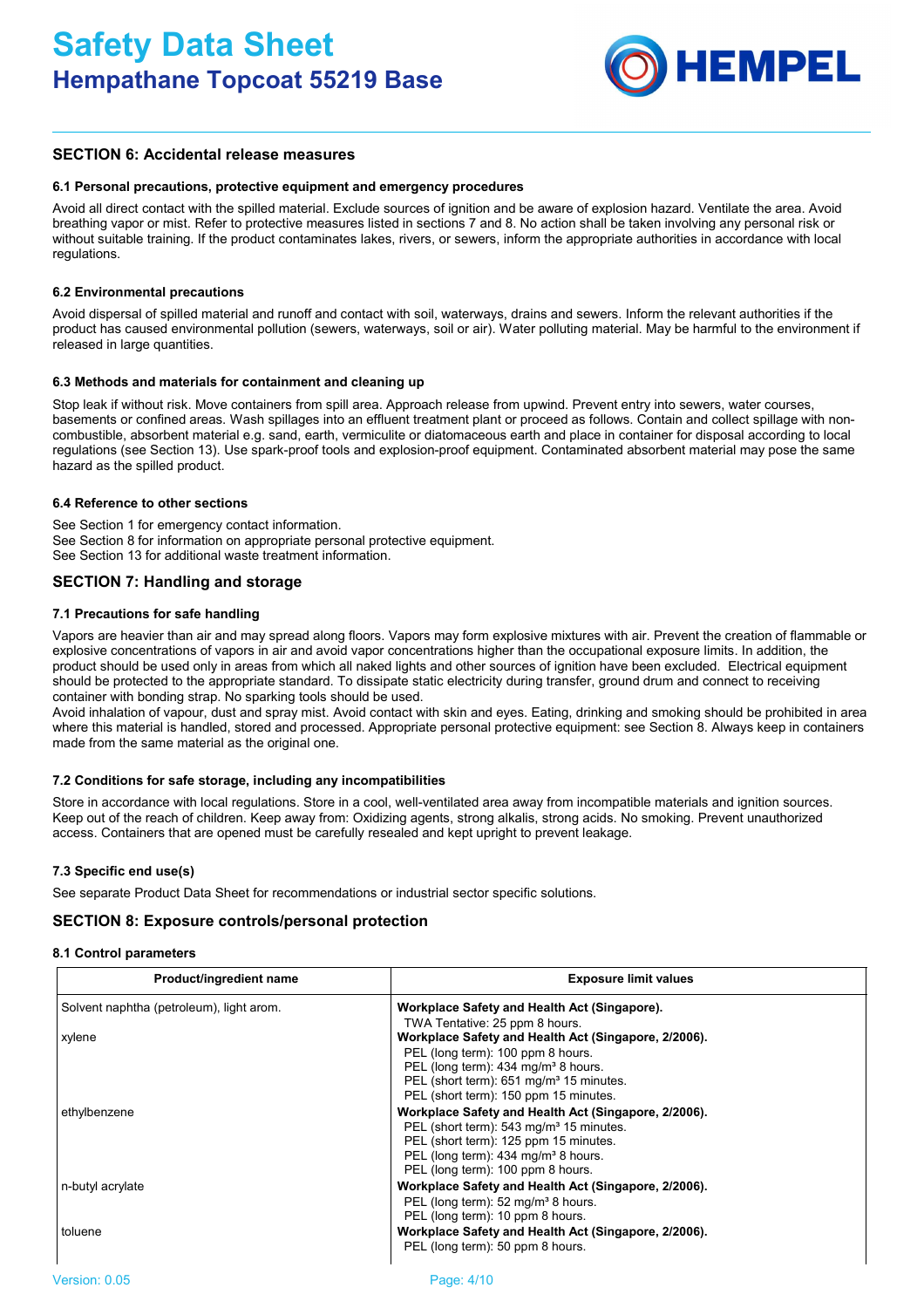## SECTION 6: Accidental release measures

### 6.1 Personal precautions, protective equipment and emergency procedures

Avoid all direct contact with the spilled material. Exclude sources of ignition and be aware of explosion hazard. Ventilate the area. Avoid breathing vapor or mist. Refer to protective measures listed in sections 7 and 8. No action shall be taken involving any personal risk or without suitable training. If the product contaminates lakes, rivers, or sewers, inform the appropriate authorities in accordance with local regulations.

### 6.2 Environmental precautions

Avoid dispersal of spilled material and runoff and contact with soil, waterways, drains and sewers. Inform the relevant authorities if the product has caused environmental pollution (sewers, waterways, soil or air). Water polluting material. May be harmful to the environment if released in large quantities.

### 6.3 Methods and materials for containment and cleaning up

Stop leak if without risk. Move containers from spill area. Approach release from upwind. Prevent entry into sewers, water courses, basements or confined areas. Wash spillages into an effluent treatment plant or proceed as follows. Contain and collect spillage with non-combustible, absorbent material e.g. sand, earth, vermiculite or diatomaceous earth and place in container for disposal according to local regulations (see Section 13). Use spark-proof tools and explosion-proof equipment. Contaminated absorbent material may pose the same hazard as the spilled product.

### 6.4 Reference to other sections

See Section 1 for emergency contact information.
See Section 8 for information on appropriate personal protective equipment.
See Section 13 for additional waste treatment information.

## SECTION 7: Handling and storage

### 7.1 Precautions for safe handling

Vapors are heavier than air and may spread along floors. Vapors may form explosive mixtures with air. Prevent the creation of flammable or explosive concentrations of vapors in air and avoid vapor concentrations higher than the occupational exposure limits. In addition, the product should be used only in areas from which all naked lights and other sources of ignition have been excluded. Electrical equipment should be protected to the appropriate standard. To dissipate static electricity during transfer, ground drum and connect to receiving container with bonding strap. No sparking tools should be used.
Avoid inhalation of vapour, dust and spray mist. Avoid contact with skin and eyes. Eating, drinking and smoking should be prohibited in area where this material is handled, stored and processed. Appropriate personal protective equipment: see Section 8. Always keep in containers made from the same material as the original one.

### 7.2 Conditions for safe storage, including any incompatibilities

Store in accordance with local regulations. Store in a cool, well-ventilated area away from incompatible materials and ignition sources. Keep out of the reach of children. Keep away from: Oxidizing agents, strong alkalis, strong acids. No smoking. Prevent unauthorized access. Containers that are opened must be carefully resealed and kept upright to prevent leakage.

### 7.3 Specific end use(s)

See separate Product Data Sheet for recommendations or industrial sector specific solutions.

## SECTION 8: Exposure controls/personal protection

### 8.1 Control parameters

| Product/ingredient name | Exposure limit values |
|---|---|
| Solvent naphtha (petroleum), light arom. | **Workplace Safety and Health Act (Singapore).**<br>TWA Tentative: 25 ppm 8 hours. |
| xylene | **Workplace Safety and Health Act (Singapore, 2/2006).**<br>PEL (long term): 100 ppm 8 hours.<br>PEL (long term): 434 mg/m³ 8 hours.<br>PEL (short term): 651 mg/m³ 15 minutes.<br>PEL (short term): 150 ppm 15 minutes. |
| ethylbenzene | **Workplace Safety and Health Act (Singapore, 2/2006).**<br>PEL (short term): 543 mg/m³ 15 minutes.<br>PEL (short term): 125 ppm 15 minutes.<br>PEL (long term): 434 mg/m³ 8 hours.<br>PEL (long term): 100 ppm 8 hours. |
| n-butyl acrylate | **Workplace Safety and Health Act (Singapore, 2/2006).**<br>PEL (long term): 52 mg/m³ 8 hours.<br>PEL (long term): 10 ppm 8 hours. |
| toluene | **Workplace Safety and Health Act (Singapore, 2/2006).**<br>PEL (long term): 50 ppm 8 hours. |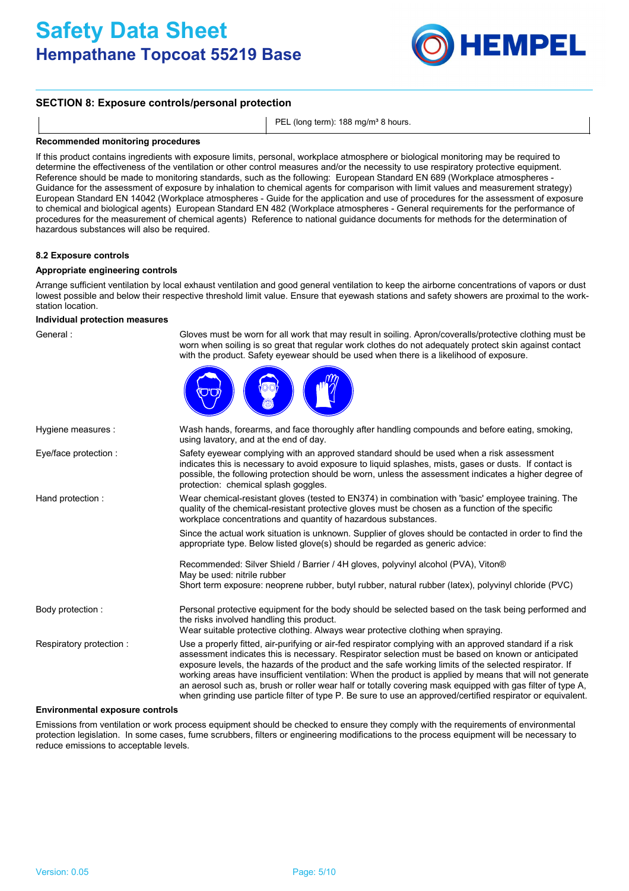## SECTION 8: Exposure controls/personal protection

| | PEL (long term): 188 mg/m³ 8 hours. |
|---|---|

**Recommended monitoring procedures**

If this product contains ingredients with exposure limits, personal, workplace atmosphere or biological monitoring may be required to determine the effectiveness of the ventilation or other control measures and/or the necessity to use respiratory protective equipment. Reference should be made to monitoring standards, such as the following: European Standard EN 689 (Workplace atmospheres - Guidance for the assessment of exposure by inhalation to chemical agents for comparison with limit values and measurement strategy) European Standard EN 14042 (Workplace atmospheres - Guide for the application and use of procedures for the assessment of exposure to chemical and biological agents) European Standard EN 482 (Workplace atmospheres - General requirements for the performance of procedures for the measurement of chemical agents) Reference to national guidance documents for methods for the determination of hazardous substances will also be required.

### 8.2 Exposure controls

**Appropriate engineering controls**

Arrange sufficient ventilation by local exhaust ventilation and good general ventilation to keep the airborne concentrations of vapors or dust lowest possible and below their respective threshold limit value. Ensure that eyewash stations and safety showers are proximal to the work-station location.

**Individual protection measures**

**General :** Gloves must be worn for all work that may result in soiling. Apron/coveralls/protective clothing must be worn when soiling is so great that regular work clothes do not adequately protect skin against contact with the product. Safety eyewear should be used when there is a likelihood of exposure.

**Hygiene measures :** Wash hands, forearms, and face thoroughly after handling compounds and before eating, smoking, using lavatory, and at the end of day.

**Eye/face protection :** Safety eyewear complying with an approved standard should be used when a risk assessment indicates this is necessary to avoid exposure to liquid splashes, mists, gases or dusts. If contact is possible, the following protection should be worn, unless the assessment indicates a higher degree of protection: chemical splash goggles.

**Hand protection :** Wear chemical-resistant gloves (tested to EN374) in combination with 'basic' employee training. The quality of the chemical-resistant protective gloves must be chosen as a function of the specific workplace concentrations and quantity of hazardous substances.

Since the actual work situation is unknown. Supplier of gloves should be contacted in order to find the appropriate type. Below listed glove(s) should be regarded as generic advice:

Recommended: Silver Shield / Barrier / 4H gloves, polyvinyl alcohol (PVA), Viton®
May be used: nitrile rubber
Short term exposure: neoprene rubber, butyl rubber, natural rubber (latex), polyvinyl chloride (PVC)

**Body protection :** Personal protective equipment for the body should be selected based on the task being performed and the risks involved handling this product.
Wear suitable protective clothing. Always wear protective clothing when spraying.

**Respiratory protection :** Use a properly fitted, air-purifying or air-fed respirator complying with an approved standard if a risk assessment indicates this is necessary. Respirator selection must be based on known or anticipated exposure levels, the hazards of the product and the safe working limits of the selected respirator. If working areas have insufficient ventilation: When the product is applied by means that will not generate an aerosol such as, brush or roller wear half or totally covering mask equipped with gas filter of type A, when grinding use particle filter of type P. Be sure to use an approved/certified respirator or equivalent.

**Environmental exposure controls**

Emissions from ventilation or work process equipment should be checked to ensure they comply with the requirements of environmental protection legislation. In some cases, fume scrubbers, filters or engineering modifications to the process equipment will be necessary to reduce emissions to acceptable levels.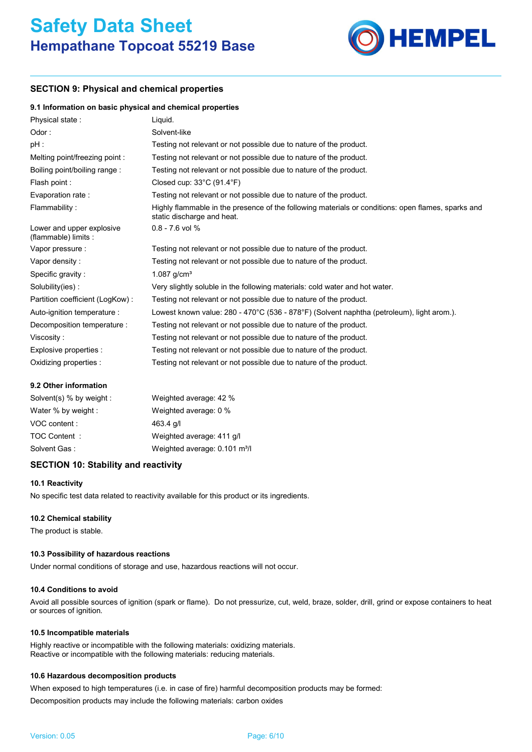## SECTION 9: Physical and chemical properties

### 9.1 Information on basic physical and chemical properties

| | |
|---|---|
| Physical state : | Liquid. |
| Odor : | Solvent-like |
| pH : | Testing not relevant or not possible due to nature of the product. |
| Melting point/freezing point : | Testing not relevant or not possible due to nature of the product. |
| Boiling point/boiling range : | Testing not relevant or not possible due to nature of the product. |
| Flash point : | Closed cup: 33°C (91.4°F) |
| Evaporation rate : | Testing not relevant or not possible due to nature of the product. |
| Flammability : | Highly flammable in the presence of the following materials or conditions: open flames, sparks and static discharge and heat. |
| Lower and upper explosive (flammable) limits : | 0.8 - 7.6 vol % |
| Vapor pressure : | Testing not relevant or not possible due to nature of the product. |
| Vapor density : | Testing not relevant or not possible due to nature of the product. |
| Specific gravity : | 1.087 g/cm³ |
| Solubility(ies) : | Very slightly soluble in the following materials: cold water and hot water. |
| Partition coefficient (LogKow) : | Testing not relevant or not possible due to nature of the product. |
| Auto-ignition temperature : | Lowest known value: 280 - 470°C (536 - 878°F) (Solvent naphtha (petroleum), light arom.). |
| Decomposition temperature : | Testing not relevant or not possible due to nature of the product. |
| Viscosity : | Testing not relevant or not possible due to nature of the product. |
| Explosive properties : | Testing not relevant or not possible due to nature of the product. |
| Oxidizing properties : | Testing not relevant or not possible due to nature of the product. |

### 9.2 Other information

| | |
|---|---|
| Solvent(s) % by weight : | Weighted average: 42 % |
| Water % by weight : | Weighted average: 0 % |
| VOC content : | 463.4 g/l |
| TOC Content : | Weighted average: 411 g/l |
| Solvent Gas : | Weighted average: 0.101 m³/l |

## SECTION 10: Stability and reactivity

### 10.1 Reactivity

No specific test data related to reactivity available for this product or its ingredients.

### 10.2 Chemical stability

The product is stable.

### 10.3 Possibility of hazardous reactions

Under normal conditions of storage and use, hazardous reactions will not occur.

### 10.4 Conditions to avoid

Avoid all possible sources of ignition (spark or flame). Do not pressurize, cut, weld, braze, solder, drill, grind or expose containers to heat or sources of ignition.

### 10.5 Incompatible materials

Highly reactive or incompatible with the following materials: oxidizing materials.
Reactive or incompatible with the following materials: reducing materials.

### 10.6 Hazardous decomposition products

When exposed to high temperatures (i.e. in case of fire) harmful decomposition products may be formed:

Decomposition products may include the following materials: carbon oxides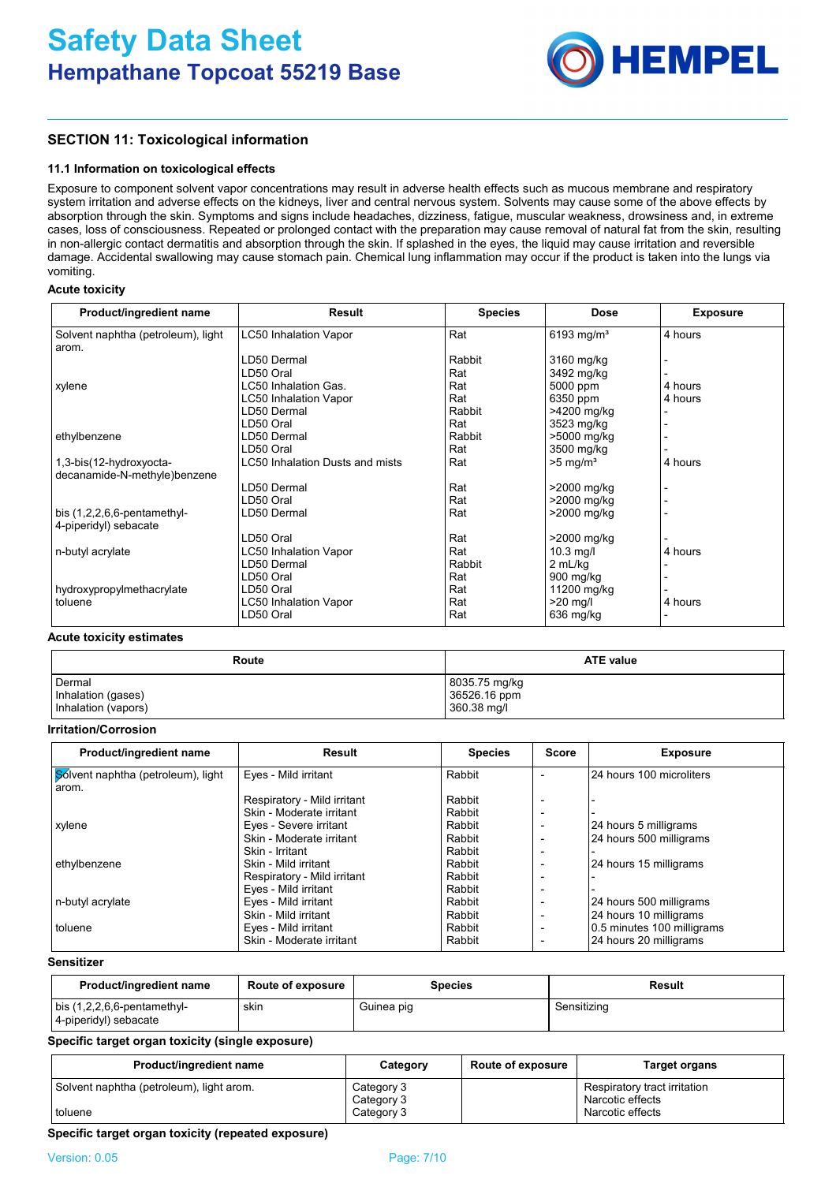## SECTION 11: Toxicological information

### 11.1 Information on toxicological effects

Exposure to component solvent vapor concentrations may result in adverse health effects such as mucous membrane and respiratory system irritation and adverse effects on the kidneys, liver and central nervous system. Solvents may cause some of the above effects by absorption through the skin. Symptoms and signs include headaches, dizziness, fatigue, muscular weakness, drowsiness and, in extreme cases, loss of consciousness. Repeated or prolonged contact with the preparation may cause removal of natural fat from the skin, resulting in non-allergic contact dermatitis and absorption through the skin. If splashed in the eyes, the liquid may cause irritation and reversible damage. Accidental swallowing may cause stomach pain. Chemical lung inflammation may occur if the product is taken into the lungs via vomiting.

**Acute toxicity**

| Product/ingredient name | Result | Species | Dose | Exposure |
|---|---|---|---|---|
| Solvent naphtha (petroleum), light arom. | LC50 Inhalation Vapor | Rat | 6193 mg/m³ | 4 hours |
| | LD50 Dermal | Rabbit | 3160 mg/kg | - |
| | LD50 Oral | Rat | 3492 mg/kg | - |
| xylene | LC50 Inhalation Gas. | Rat | 5000 ppm | 4 hours |
| | LC50 Inhalation Vapor | Rat | 6350 ppm | 4 hours |
| | LD50 Dermal | Rabbit | >4200 mg/kg | - |
| | LD50 Oral | Rat | 3523 mg/kg | - |
| ethylbenzene | LD50 Dermal | Rabbit | >5000 mg/kg | - |
| | LD50 Oral | Rat | 3500 mg/kg | - |
| 1,3-bis(12-hydroxyocta-decanamide-N-methyle)benzene | LC50 Inhalation Dusts and mists | Rat | >5 mg/m³ | 4 hours |
| | LD50 Dermal | Rat | >2000 mg/kg | - |
| | LD50 Oral | Rat | >2000 mg/kg | - |
| bis (1,2,2,6,6-pentamethyl-4-piperidyl) sebacate | LD50 Dermal | Rat | >2000 mg/kg | - |
| | LD50 Oral | Rat | >2000 mg/kg | - |
| n-butyl acrylate | LC50 Inhalation Vapor | Rat | 10.3 mg/l | 4 hours |
| | LD50 Dermal | Rabbit | 2 mL/kg | - |
| | LD50 Oral | Rat | 900 mg/kg | - |
| hydroxypropylmethacrylate | LD50 Oral | Rat | 11200 mg/kg | - |
| toluene | LC50 Inhalation Vapor | Rat | >20 mg/l | 4 hours |
| | LD50 Oral | Rat | 636 mg/kg | - |

**Acute toxicity estimates**

| Route | ATE value |
|---|---|
| Dermal | 8035.75 mg/kg |
| Inhalation (gases) | 36526.16 ppm |
| Inhalation (vapors) | 360.38 mg/l |

**Irritation/Corrosion**

| Product/ingredient name | Result | Species | Score | Exposure |
|---|---|---|---|---|
| Solvent naphtha (petroleum), light arom. | Eyes - Mild irritant | Rabbit | - | 24 hours 100 microliters |
| | Respiratory - Mild irritant | Rabbit | - | - |
| | Skin - Moderate irritant | Rabbit | - | - |
| xylene | Eyes - Severe irritant | Rabbit | - | 24 hours 5 milligrams |
| | Skin - Moderate irritant | Rabbit | - | 24 hours 500 milligrams |
| | Skin - Irritant | Rabbit | - | - |
| ethylbenzene | Skin - Mild irritant | Rabbit | - | 24 hours 15 milligrams |
| | Respiratory - Mild irritant | Rabbit | - | - |
| | Eyes - Mild irritant | Rabbit | - | - |
| n-butyl acrylate | Eyes - Mild irritant | Rabbit | - | 24 hours 500 milligrams |
| | Skin - Mild irritant | Rabbit | - | 24 hours 10 milligrams |
| toluene | Eyes - Mild irritant | Rabbit | - | 0.5 minutes 100 milligrams |
| | Skin - Moderate irritant | Rabbit | - | 24 hours 20 milligrams |

**Sensitizer**

| Product/ingredient name | Route of exposure | Species | Result |
|---|---|---|---|
| bis (1,2,2,6,6-pentamethyl-4-piperidyl) sebacate | skin | Guinea pig | Sensitizing |

**Specific target organ toxicity (single exposure)**

| Product/ingredient name | Category | Route of exposure | Target organs |
|---|---|---|---|
| Solvent naphtha (petroleum), light arom. | Category 3 | | Respiratory tract irritation |
| | Category 3 | | Narcotic effects |
| toluene | Category 3 | | Narcotic effects |

**Specific target organ toxicity (repeated exposure)**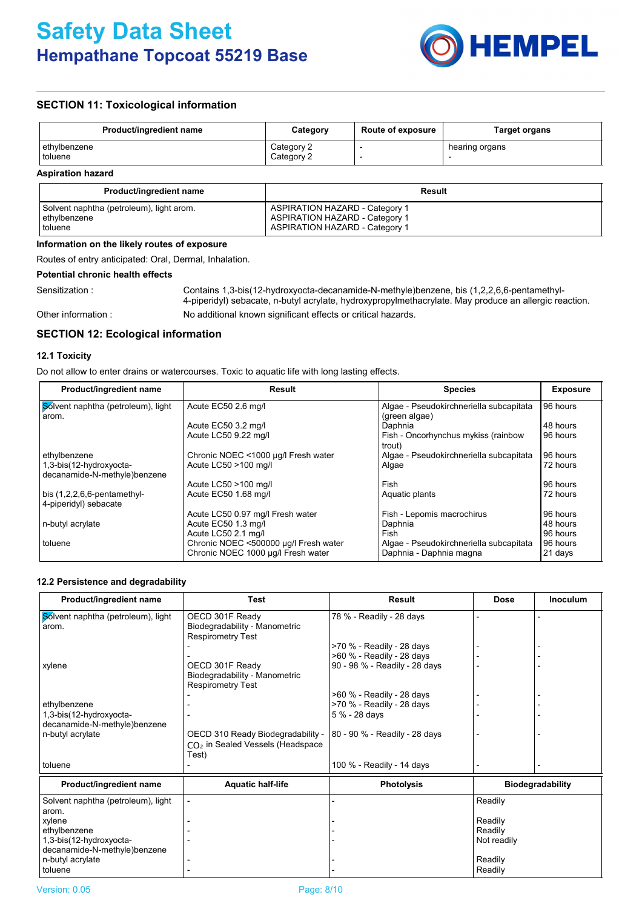## SECTION 11: Toxicological information

| Product/ingredient name | Category | Route of exposure | Target organs |
|---|---|---|---|
| ethylbenzene | Category 2 | - | hearing organs |
| toluene | Category 2 | - | - |

**Aspiration hazard**

| Product/ingredient name | Result |
|---|---|
| Solvent naphtha (petroleum), light arom. | ASPIRATION HAZARD - Category 1 |
| ethylbenzene | ASPIRATION HAZARD - Category 1 |
| toluene | ASPIRATION HAZARD - Category 1 |

**Information on the likely routes of exposure**

Routes of entry anticipated: Oral, Dermal, Inhalation.

**Potential chronic health effects**

Sensitization : Contains 1,3-bis(12-hydroxyocta-decanamide-N-methyle)benzene, bis (1,2,2,6,6-pentamethyl-4-piperidyl) sebacate, n-butyl acrylate, hydroxypropylmethacrylate. May produce an allergic reaction.

Other information : No additional known significant effects or critical hazards.

## SECTION 12: Ecological information

### 12.1 Toxicity

Do not allow to enter drains or watercourses. Toxic to aquatic life with long lasting effects.

| Product/ingredient name | Result | Species | Exposure |
|---|---|---|---|
| Solvent naphtha (petroleum), light arom. | Acute EC50 2.6 mg/l | Algae - Pseudokirchneriella subcapitata (green algae) | 96 hours |
| | Acute EC50 3.2 mg/l | Daphnia | 48 hours |
| | Acute LC50 9.22 mg/l | Fish - Oncorhynchus mykiss (rainbow trout) | 96 hours |
| ethylbenzene | Chronic NOEC <1000 µg/l Fresh water | Algae - Pseudokirchneriella subcapitata | 96 hours |
| 1,3-bis(12-hydroxyocta-decanamide-N-methyle)benzene | Acute LC50 >100 mg/l | Algae | 72 hours |
| | Acute LC50 >100 mg/l | Fish | 96 hours |
| bis (1,2,2,6,6-pentamethyl-4-piperidyl) sebacate | Acute EC50 1.68 mg/l | Aquatic plants | 72 hours |
| | Acute LC50 0.97 mg/l Fresh water | Fish - Lepomis macrochirus | 96 hours |
| n-butyl acrylate | Acute EC50 1.3 mg/l | Daphnia | 48 hours |
| | Acute LC50 2.1 mg/l | Fish | 96 hours |
| toluene | Chronic NOEC <500000 µg/l Fresh water | Algae - Pseudokirchneriella subcapitata | 96 hours |
| | Chronic NOEC 1000 µg/l Fresh water | Daphnia - Daphnia magna | 21 days |

### 12.2 Persistence and degradability

| Product/ingredient name | Test | Result | Dose | Inoculum |
|---|---|---|---|---|
| Solvent naphtha (petroleum), light arom. | OECD 301F Ready Biodegradability - Manometric Respirometry Test | 78 % - Readily - 28 days | - | - |
| | - | >70 % - Readily - 28 days | - | - |
| | - | >60 % - Readily - 28 days | - | - |
| xylene | OECD 301F Ready Biodegradability - Manometric Respirometry Test | 90 - 98 % - Readily - 28 days | - | - |
| | - | >60 % - Readily - 28 days | - | - |
| ethylbenzene | - | >70 % - Readily - 28 days | - | - |
| 1,3-bis(12-hydroxyocta-decanamide-N-methyle)benzene | - | 5 % - 28 days | - | - |
| n-butyl acrylate | OECD 310 Ready Biodegradability - $CO_2$ in Sealed Vessels (Headspace Test) | 80 - 90 % - Readily - 28 days | - | - |
| toluene | - | 100 % - Readily - 14 days | - | - |

| Product/ingredient name | Aquatic half-life | Photolysis | Biodegradability |
|---|---|---|---|
| Solvent naphtha (petroleum), light arom. | - | - | Readily |
| xylene | - | - | Readily |
| ethylbenzene | - | - | Readily |
| 1,3-bis(12-hydroxyocta-decanamide-N-methyle)benzene | - | - | Not readily |
| n-butyl acrylate | - | - | Readily |
| toluene | - | - | Readily |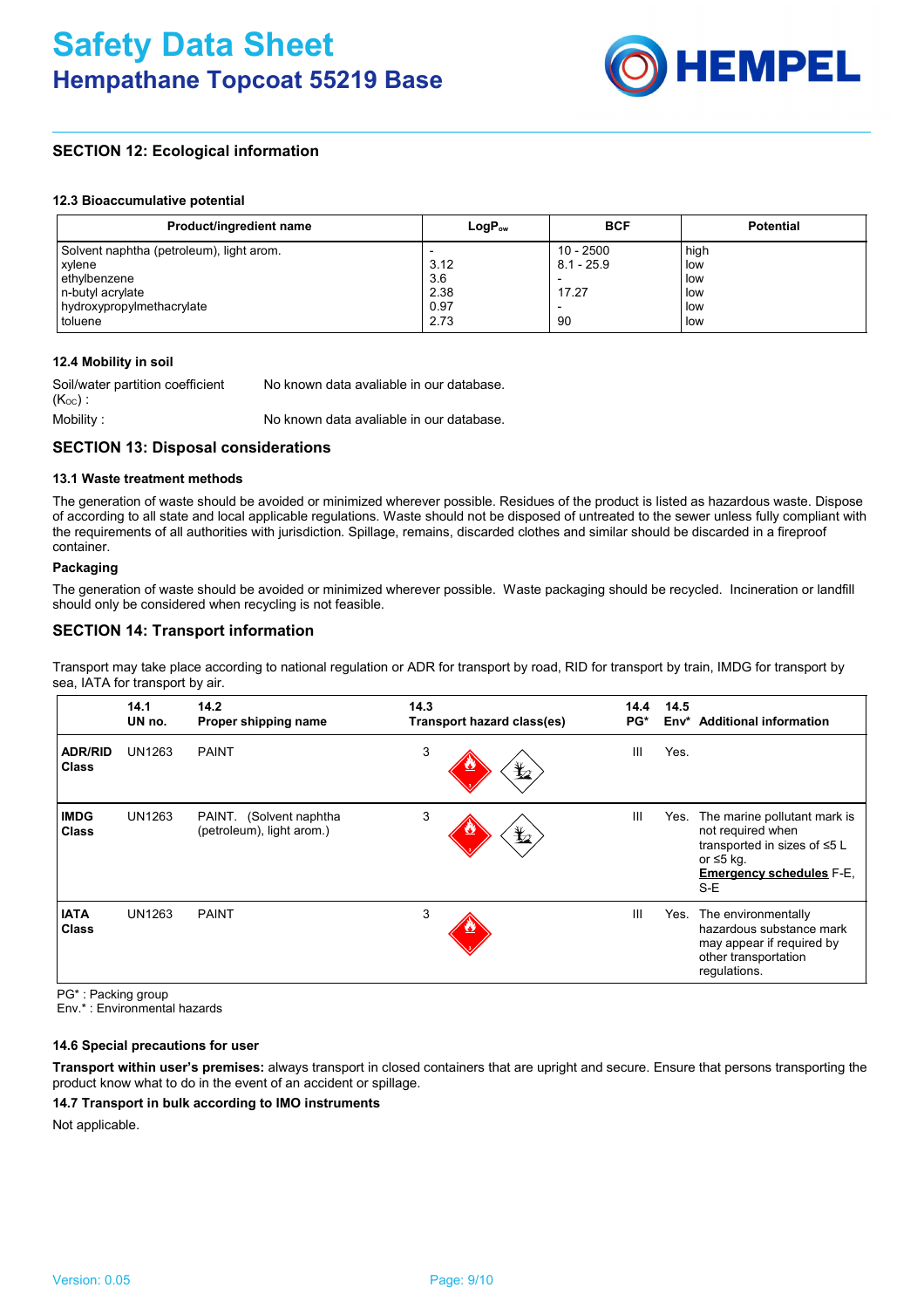## SECTION 12: Ecological information

### 12.3 Bioaccumulative potential

| Product/ingredient name | $LogP_{ow}$ | BCF | Potential |
|---|---|---|---|
| Solvent naphtha (petroleum), light arom. | - | 10 - 2500 | high |
| xylene | 3.12 | 8.1 - 25.9 | low |
| ethylbenzene | 3.6 | - | low |
| n-butyl acrylate | 2.38 | 17.27 | low |
| hydroxypropylmethacrylate | 0.97 | - | low |
| toluene | 2.73 | 90 | low |

### 12.4 Mobility in soil

Soil/water partition coefficient ($K_{OC}$) : No known data avaliable in our database.

Mobility : No known data avaliable in our database.

## SECTION 13: Disposal considerations

### 13.1 Waste treatment methods

The generation of waste should be avoided or minimized wherever possible. Residues of the product is listed as hazardous waste. Dispose of according to all state and local applicable regulations. Waste should not be disposed of untreated to the sewer unless fully compliant with the requirements of all authorities with jurisdiction. Spillage, remains, discarded clothes and similar should be discarded in a fireproof container.

**Packaging**

The generation of waste should be avoided or minimized wherever possible. Waste packaging should be recycled. Incineration or landfill should only be considered when recycling is not feasible.

## SECTION 14: Transport information

Transport may take place according to national regulation or ADR for transport by road, RID for transport by train, IMDG for transport by sea, IATA for transport by air.

| | 14.1 UN no. | 14.2 Proper shipping name | 14.3 Transport hazard class(es) | 14.4 PG* | 14.5 Env* | Additional information |
|---|---|---|---|---|---|---|
| **ADR/RID Class** | UN1263 | PAINT | 3 | III | Yes. | |
| **IMDG Class** | UN1263 | PAINT. (Solvent naphtha (petroleum), light arom.) | 3 | III | Yes. | The marine pollutant mark is not required when transported in sizes of ≤5 L or ≤5 kg. **Emergency schedules** F-E, S-E |
| **IATA Class** | UN1263 | PAINT | 3 | III | Yes. | The environmentally hazardous substance mark may appear if required by other transportation regulations. |

PG* : Packing group
Env.* : Environmental hazards

### 14.6 Special precautions for user

**Transport within user's premises:** always transport in closed containers that are upright and secure. Ensure that persons transporting the product know what to do in the event of an accident or spillage.

### 14.7 Transport in bulk according to IMO instruments

Not applicable.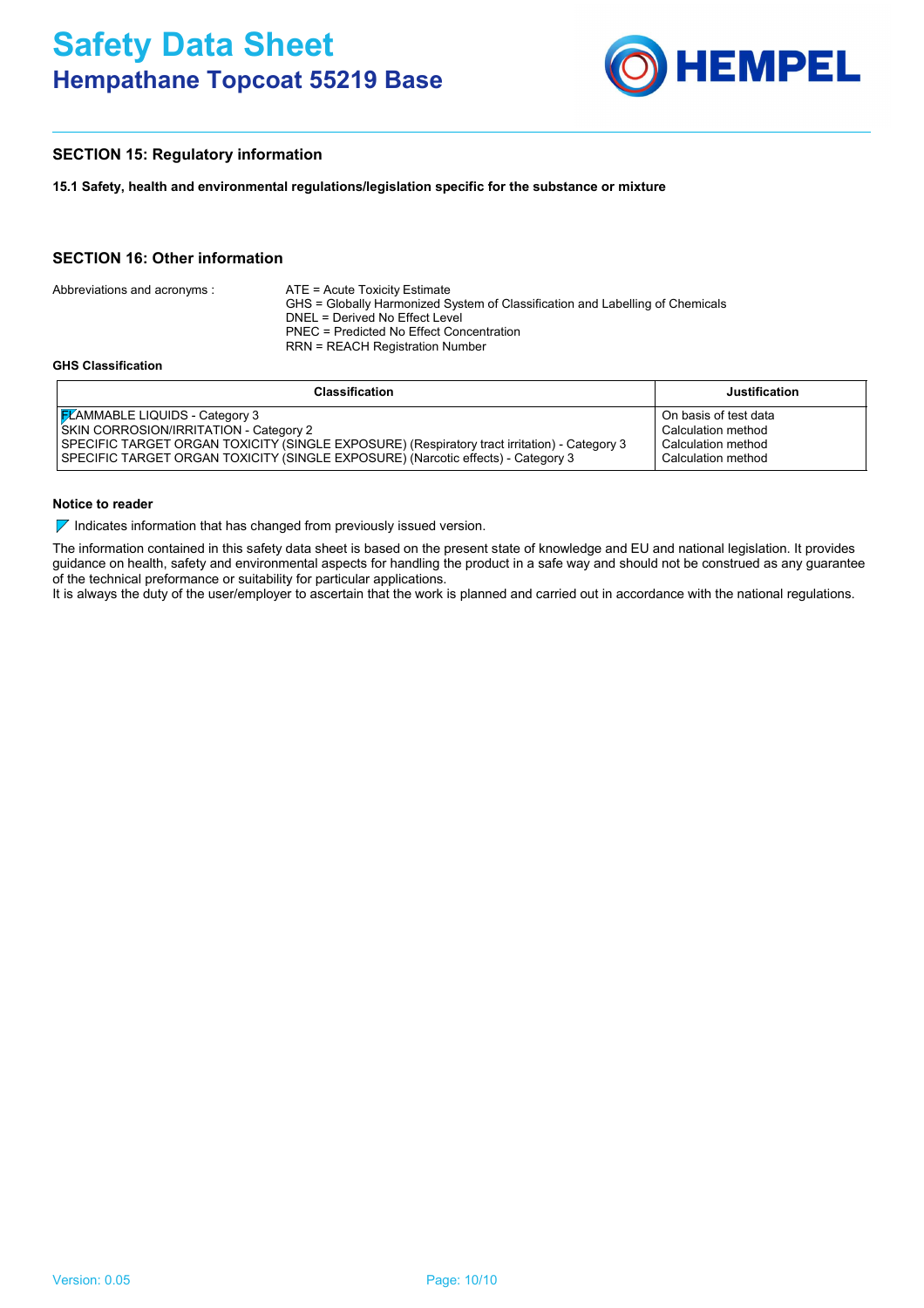## SECTION 15: Regulatory information

**15.1 Safety, health and environmental regulations/legislation specific for the substance or mixture**

## SECTION 16: Other information

Abbreviations and acronyms :

ATE = Acute Toxicity Estimate
GHS = Globally Harmonized System of Classification and Labelling of Chemicals
DNEL = Derived No Effect Level
PNEC = Predicted No Effect Concentration
RRN = REACH Registration Number

**GHS Classification**

| Classification | Justification |
|---|---|
| FLAMMABLE LIQUIDS - Category 3 | On basis of test data |
| SKIN CORROSION/IRRITATION - Category 2 | Calculation method |
| SPECIFIC TARGET ORGAN TOXICITY (SINGLE EXPOSURE) (Respiratory tract irritation) - Category 3 | Calculation method |
| SPECIFIC TARGET ORGAN TOXICITY (SINGLE EXPOSURE) (Narcotic effects) - Category 3 | Calculation method |

**Notice to reader**

Indicates information that has changed from previously issued version.

The information contained in this safety data sheet is based on the present state of knowledge and EU and national legislation. It provides guidance on health, safety and environmental aspects for handling the product in a safe way and should not be construed as any guarantee of the technical preformance or suitability for particular applications.
It is always the duty of the user/employer to ascertain that the work is planned and carried out in accordance with the national regulations.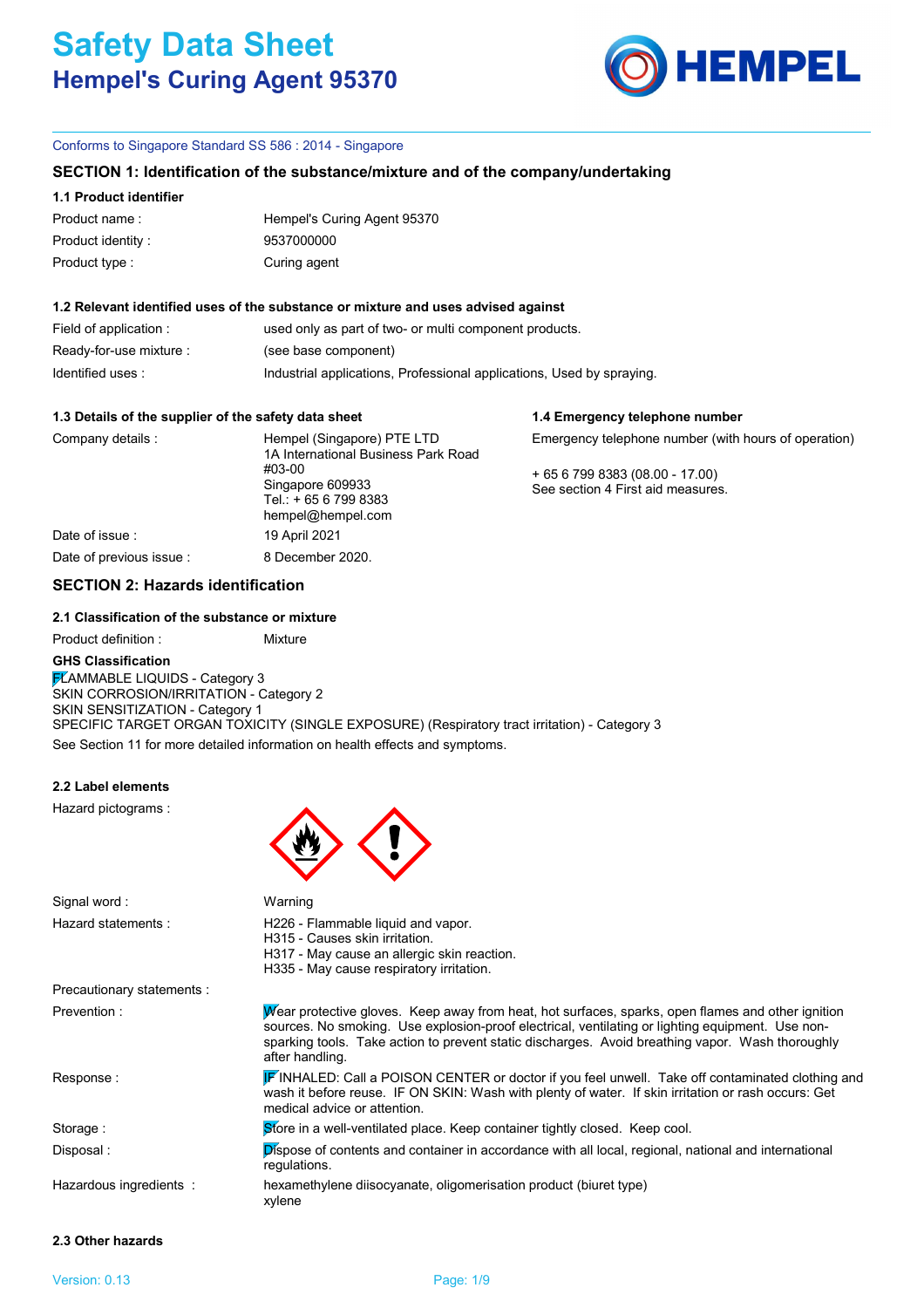# Safety Data Sheet

## Hempel's Curing Agent 95370

Conforms to Singapore Standard SS 586 : 2014 - Singapore

### SECTION 1: Identification of the substance/mixture and of the company/undertaking

#### 1.1 Product identifier

| | |
|---|---|
| Product name : | Hempel's Curing Agent 95370 |
| Product identity : | 9537000000 |
| Product type : | Curing agent |

#### 1.2 Relevant identified uses of the substance or mixture and uses advised against

| | |
|---|---|
| Field of application : | used only as part of two- or multi component products. |
| Ready-for-use mixture : | (see base component) |
| Identified uses : | Industrial applications, Professional applications, Used by spraying. |

#### 1.3 Details of the supplier of the safety data sheet

| | |
|---|---|
| Company details : | Hempel (Singapore) PTE LTD<br>1A International Business Park Road<br>#03-00<br>Singapore 609933<br>Tel.: + 65 6 799 8383<br>hempel@hempel.com |
| Date of issue : | 19 April 2021 |
| Date of previous issue : | 8 December 2020. |

#### 1.4 Emergency telephone number

Emergency telephone number (with hours of operation)

+ 65 6 799 8383 (08.00 - 17.00)
See section 4 First aid measures.

### SECTION 2: Hazards identification

#### 2.1 Classification of the substance or mixture

Product definition : Mixture

**GHS Classification**

FLAMMABLE LIQUIDS - Category 3
SKIN CORROSION/IRRITATION - Category 2
SKIN SENSITIZATION - Category 1
SPECIFIC TARGET ORGAN TOXICITY (SINGLE EXPOSURE) (Respiratory tract irritation) - Category 3

See Section 11 for more detailed information on health effects and symptoms.

#### 2.2 Label elements

Hazard pictograms :

| | |
|---|---|
| Signal word : | Warning |
| Hazard statements : | H226 - Flammable liquid and vapor.<br>H315 - Causes skin irritation.<br>H317 - May cause an allergic skin reaction.<br>H335 - May cause respiratory irritation. |
| Precautionary statements : | |
| Prevention : | Wear protective gloves. Keep away from heat, hot surfaces, sparks, open flames and other ignition sources. No smoking. Use explosion-proof electrical, ventilating or lighting equipment. Use non-sparking tools. Take action to prevent static discharges. Avoid breathing vapor. Wash thoroughly after handling. |
| Response : | IF INHALED: Call a POISON CENTER or doctor if you feel unwell. Take off contaminated clothing and wash it before reuse. IF ON SKIN: Wash with plenty of water. If skin irritation or rash occurs: Get medical advice or attention. |
| Storage : | Store in a well-ventilated place. Keep container tightly closed. Keep cool. |
| Disposal : | Dispose of contents and container in accordance with all local, regional, national and international regulations. |
| Hazardous ingredients : | hexamethylene diisocyanate, oligomerisation product (biuret type)<br>xylene |

#### 2.3 Other hazards

Version: 0.13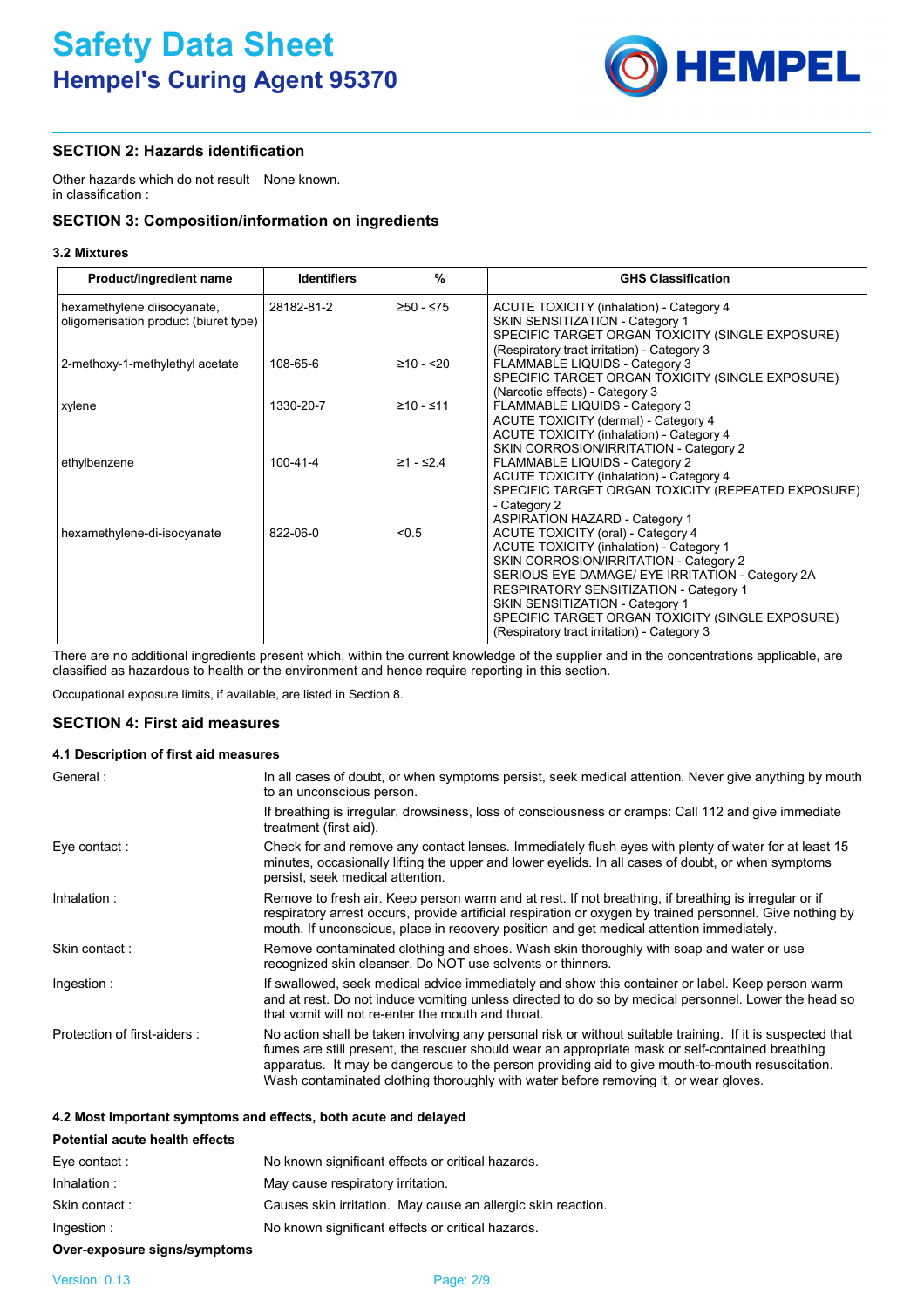# Safety Data Sheet
## Hempel's Curing Agent 95370

### SECTION 2: Hazards identification

Other hazards which do not result in classification : None known.

### SECTION 3: Composition/information on ingredients

#### 3.2 Mixtures

| Product/ingredient name | Identifiers | % | GHS Classification |
|---|---|---|---|
| hexamethylene diisocyanate, oligomerisation product (biuret type) | 28182-81-2 | ≥50 - ≤75 | ACUTE TOXICITY (inhalation) - Category 4<br>SKIN SENSITIZATION - Category 1<br>SPECIFIC TARGET ORGAN TOXICITY (SINGLE EXPOSURE) (Respiratory tract irritation) - Category 3 |
| 2-methoxy-1-methylethyl acetate | 108-65-6 | ≥10 - <20 | FLAMMABLE LIQUIDS - Category 3<br>SPECIFIC TARGET ORGAN TOXICITY (SINGLE EXPOSURE) (Narcotic effects) - Category 3 |
| xylene | 1330-20-7 | ≥10 - ≤11 | FLAMMABLE LIQUIDS - Category 3<br>ACUTE TOXICITY (dermal) - Category 4<br>ACUTE TOXICITY (inhalation) - Category 4<br>SKIN CORROSION/IRRITATION - Category 2 |
| ethylbenzene | 100-41-4 | ≥1 - ≤2.4 | FLAMMABLE LIQUIDS - Category 2<br>ACUTE TOXICITY (inhalation) - Category 4<br>SPECIFIC TARGET ORGAN TOXICITY (REPEATED EXPOSURE) - Category 2<br>ASPIRATION HAZARD - Category 1 |
| hexamethylene-di-isocyanate | 822-06-0 | <0.5 | ACUTE TOXICITY (oral) - Category 4<br>ACUTE TOXICITY (inhalation) - Category 1<br>SKIN CORROSION/IRRITATION - Category 2<br>SERIOUS EYE DAMAGE/ EYE IRRITATION - Category 2A<br>RESPIRATORY SENSITIZATION - Category 1<br>SKIN SENSITIZATION - Category 1<br>SPECIFIC TARGET ORGAN TOXICITY (SINGLE EXPOSURE) (Respiratory tract irritation) - Category 3 |

There are no additional ingredients present which, within the current knowledge of the supplier and in the concentrations applicable, are classified as hazardous to health or the environment and hence require reporting in this section.

Occupational exposure limits, if available, are listed in Section 8.

### SECTION 4: First aid measures

#### 4.1 Description of first aid measures

General : In all cases of doubt, or when symptoms persist, seek medical attention. Never give anything by mouth to an unconscious person.

If breathing is irregular, drowsiness, loss of consciousness or cramps: Call 112 and give immediate treatment (first aid).

Eye contact : Check for and remove any contact lenses. Immediately flush eyes with plenty of water for at least 15 minutes, occasionally lifting the upper and lower eyelids. In all cases of doubt, or when symptoms persist, seek medical attention.

Inhalation : Remove to fresh air. Keep person warm and at rest. If not breathing, if breathing is irregular or if respiratory arrest occurs, provide artificial respiration or oxygen by trained personnel. Give nothing by mouth. If unconscious, place in recovery position and get medical attention immediately.

Skin contact : Remove contaminated clothing and shoes. Wash skin thoroughly with soap and water or use recognized skin cleanser. Do NOT use solvents or thinners.

Ingestion : If swallowed, seek medical advice immediately and show this container or label. Keep person warm and at rest. Do not induce vomiting unless directed to do so by medical personnel. Lower the head so that vomit will not re-enter the mouth and throat.

Protection of first-aiders : No action shall be taken involving any personal risk or without suitable training. If it is suspected that fumes are still present, the rescuer should wear an appropriate mask or self-contained breathing apparatus. It may be dangerous to the person providing aid to give mouth-to-mouth resuscitation. Wash contaminated clothing thoroughly with water before removing it, or wear gloves.

#### 4.2 Most important symptoms and effects, both acute and delayed

**Potential acute health effects**

Eye contact : No known significant effects or critical hazards.

Inhalation : May cause respiratory irritation.

Skin contact : Causes skin irritation. May cause an allergic skin reaction.

Ingestion : No known significant effects or critical hazards.

**Over-exposure signs/symptoms**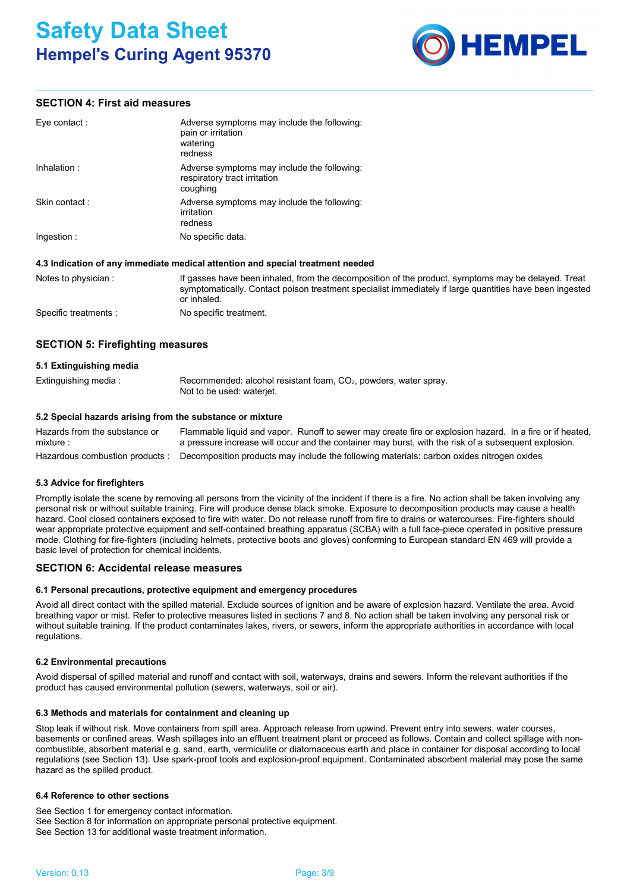## SECTION 4: First aid measures

| | |
|---|---|
| Eye contact : | Adverse symptoms may include the following:<br>pain or irritation<br>watering<br>redness |
| Inhalation : | Adverse symptoms may include the following:<br>respiratory tract irritation<br>coughing |
| Skin contact : | Adverse symptoms may include the following:<br>irritation<br>redness |
| Ingestion : | No specific data. |

#### 4.3 Indication of any immediate medical attention and special treatment needed

| | |
|---|---|
| Notes to physician : | If gasses have been inhaled, from the decomposition of the product, symptoms may be delayed. Treat symptomatically. Contact poison treatment specialist immediately if large quantities have been ingested or inhaled. |
| Specific treatments : | No specific treatment. |

## SECTION 5: Firefighting measures

#### 5.1 Extinguishing media

| | |
|---|---|
| Extinguishing media : | Recommended: alcohol resistant foam, $CO_2$, powders, water spray.<br>Not to be used: waterjet. |

#### 5.2 Special hazards arising from the substance or mixture

| | |
|---|---|
| Hazards from the substance or mixture : | Flammable liquid and vapor. Runoff to sewer may create fire or explosion hazard. In a fire or if heated, a pressure increase will occur and the container may burst, with the risk of a subsequent explosion. |
| Hazardous combustion products : | Decomposition products may include the following materials: carbon oxides nitrogen oxides |

#### 5.3 Advice for firefighters

Promptly isolate the scene by removing all persons from the vicinity of the incident if there is a fire. No action shall be taken involving any personal risk or without suitable training. Fire will produce dense black smoke. Exposure to decomposition products may cause a health hazard. Cool closed containers exposed to fire with water. Do not release runoff from fire to drains or watercourses. Fire-fighters should wear appropriate protective equipment and self-contained breathing apparatus (SCBA) with a full face-piece operated in positive pressure mode. Clothing for fire-fighters (including helmets, protective boots and gloves) conforming to European standard EN 469 will provide a basic level of protection for chemical incidents.

## SECTION 6: Accidental release measures

#### 6.1 Personal precautions, protective equipment and emergency procedures

Avoid all direct contact with the spilled material. Exclude sources of ignition and be aware of explosion hazard. Ventilate the area. Avoid breathing vapor or mist. Refer to protective measures listed in sections 7 and 8. No action shall be taken involving any personal risk or without suitable training. If the product contaminates lakes, rivers, or sewers, inform the appropriate authorities in accordance with local regulations.

#### 6.2 Environmental precautions

Avoid dispersal of spilled material and runoff and contact with soil, waterways, drains and sewers. Inform the relevant authorities if the product has caused environmental pollution (sewers, waterways, soil or air).

#### 6.3 Methods and materials for containment and cleaning up

Stop leak if without risk. Move containers from spill area. Approach release from upwind. Prevent entry into sewers, water courses, basements or confined areas. Wash spillages into an effluent treatment plant or proceed as follows. Contain and collect spillage with non-combustible, absorbent material e.g. sand, earth, vermiculite or diatomaceous earth and place in container for disposal according to local regulations (see Section 13). Use spark-proof tools and explosion-proof equipment. Contaminated absorbent material may pose the same hazard as the spilled product.

#### 6.4 Reference to other sections

See Section 1 for emergency contact information.
See Section 8 for information on appropriate personal protective equipment.
See Section 13 for additional waste treatment information.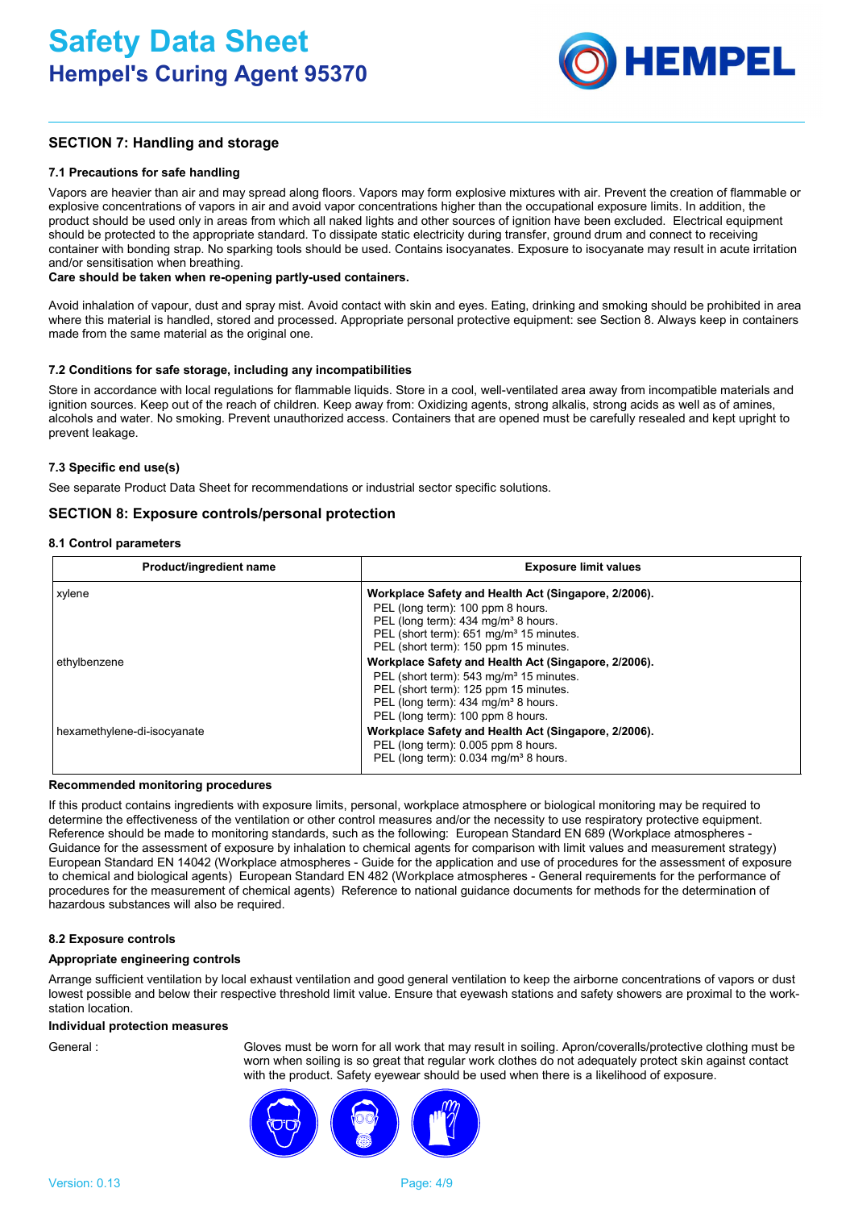## SECTION 7: Handling and storage

### 7.1 Precautions for safe handling

Vapors are heavier than air and may spread along floors. Vapors may form explosive mixtures with air. Prevent the creation of flammable or explosive concentrations of vapors in air and avoid vapor concentrations higher than the occupational exposure limits. In addition, the product should be used only in areas from which all naked lights and other sources of ignition have been excluded. Electrical equipment should be protected to the appropriate standard. To dissipate static electricity during transfer, ground drum and connect to receiving container with bonding strap. No sparking tools should be used. Contains isocyanates. Exposure to isocyanate may result in acute irritation and/or sensitisation when breathing.

**Care should be taken when re-opening partly-used containers.**

Avoid inhalation of vapour, dust and spray mist. Avoid contact with skin and eyes. Eating, drinking and smoking should be prohibited in area where this material is handled, stored and processed. Appropriate personal protective equipment: see Section 8. Always keep in containers made from the same material as the original one.

### 7.2 Conditions for safe storage, including any incompatibilities

Store in accordance with local regulations for flammable liquids. Store in a cool, well-ventilated area away from incompatible materials and ignition sources. Keep out of the reach of children. Keep away from: Oxidizing agents, strong alkalis, strong acids as well as of amines, alcohols and water. No smoking. Prevent unauthorized access. Containers that are opened must be carefully resealed and kept upright to prevent leakage.

### 7.3 Specific end use(s)

See separate Product Data Sheet for recommendations or industrial sector specific solutions.

## SECTION 8: Exposure controls/personal protection

### 8.1 Control parameters

| Product/ingredient name | Exposure limit values |
|---|---|
| xylene | **Workplace Safety and Health Act (Singapore, 2/2006).**<br>PEL (long term): 100 ppm 8 hours.<br>PEL (long term): 434 mg/m³ 8 hours.<br>PEL (short term): 651 mg/m³ 15 minutes.<br>PEL (short term): 150 ppm 15 minutes. |
| ethylbenzene | **Workplace Safety and Health Act (Singapore, 2/2006).**<br>PEL (short term): 543 mg/m³ 15 minutes.<br>PEL (short term): 125 ppm 15 minutes.<br>PEL (long term): 434 mg/m³ 8 hours.<br>PEL (long term): 100 ppm 8 hours. |
| hexamethylene-di-isocyanate | **Workplace Safety and Health Act (Singapore, 2/2006).**<br>PEL (long term): 0.005 ppm 8 hours.<br>PEL (long term): 0.034 mg/m³ 8 hours. |

**Recommended monitoring procedures**

If this product contains ingredients with exposure limits, personal, workplace atmosphere or biological monitoring may be required to determine the effectiveness of the ventilation or other control measures and/or the necessity to use respiratory protective equipment. Reference should be made to monitoring standards, such as the following: European Standard EN 689 (Workplace atmospheres - Guidance for the assessment of exposure by inhalation to chemical agents for comparison with limit values and measurement strategy) European Standard EN 14042 (Workplace atmospheres - Guide for the application and use of procedures for the assessment of exposure to chemical and biological agents) European Standard EN 482 (Workplace atmospheres - General requirements for the performance of procedures for the measurement of chemical agents) Reference to national guidance documents for methods for the determination of hazardous substances will also be required.

### 8.2 Exposure controls

**Appropriate engineering controls**

Arrange sufficient ventilation by local exhaust ventilation and good general ventilation to keep the airborne concentrations of vapors or dust lowest possible and below their respective threshold limit value. Ensure that eyewash stations and safety showers are proximal to the work-station location.

**Individual protection measures**

General : Gloves must be worn for all work that may result in soiling. Apron/coveralls/protective clothing must be worn when soiling is so great that regular work clothes do not adequately protect skin against contact with the product. Safety eyewear should be used when there is a likelihood of exposure.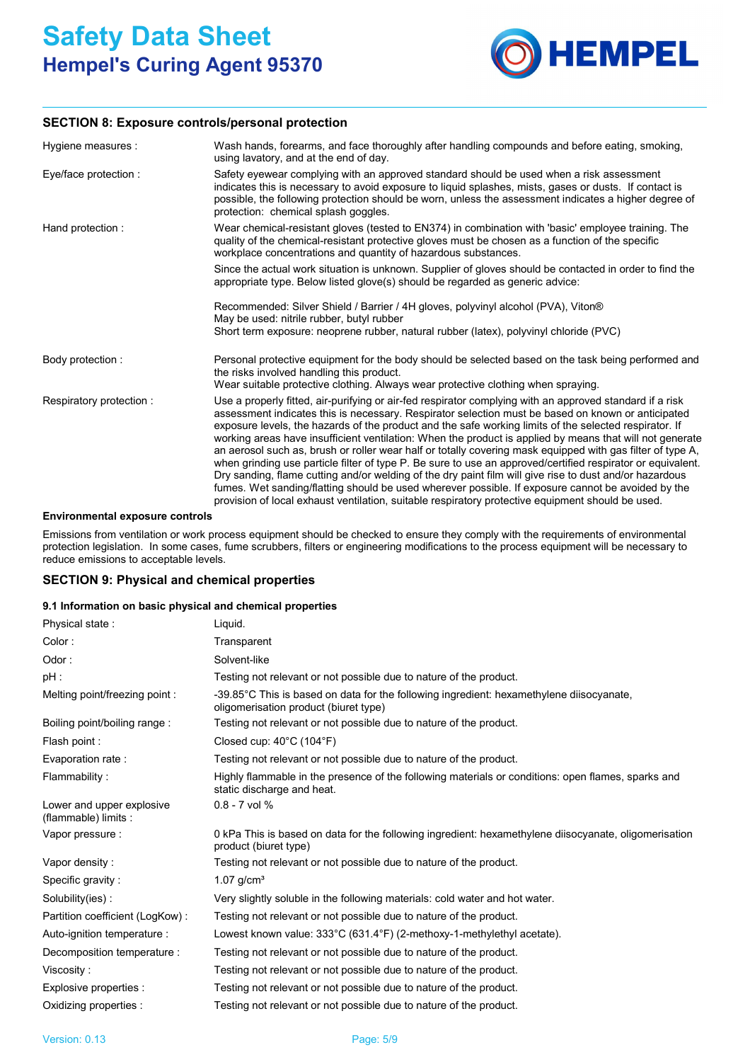## SECTION 8: Exposure controls/personal protection

| | |
|---|---|
| Hygiene measures : | Wash hands, forearms, and face thoroughly after handling compounds and before eating, smoking, using lavatory, and at the end of day. |
| Eye/face protection : | Safety eyewear complying with an approved standard should be used when a risk assessment indicates this is necessary to avoid exposure to liquid splashes, mists, gases or dusts. If contact is possible, the following protection should be worn, unless the assessment indicates a higher degree of protection: chemical splash goggles. |
| Hand protection : | Wear chemical-resistant gloves (tested to EN374) in combination with 'basic' employee training. The quality of the chemical-resistant protective gloves must be chosen as a function of the specific workplace concentrations and quantity of hazardous substances.<br><br>Since the actual work situation is unknown. Supplier of gloves should be contacted in order to find the appropriate type. Below listed glove(s) should be regarded as generic advice:<br><br>Recommended: Silver Shield / Barrier / 4H gloves, polyvinyl alcohol (PVA), Viton®<br>May be used: nitrile rubber, butyl rubber<br>Short term exposure: neoprene rubber, natural rubber (latex), polyvinyl chloride (PVC) |
| Body protection : | Personal protective equipment for the body should be selected based on the task being performed and the risks involved handling this product.<br>Wear suitable protective clothing. Always wear protective clothing when spraying. |
| Respiratory protection : | Use a properly fitted, air-purifying or air-fed respirator complying with an approved standard if a risk assessment indicates this is necessary. Respirator selection must be based on known or anticipated exposure levels, the hazards of the product and the safe working limits of the selected respirator. If working areas have insufficient ventilation: When the product is applied by means that will not generate an aerosol such as, brush or roller wear half or totally covering mask equipped with gas filter of type A, when grinding use particle filter of type P. Be sure to use an approved/certified respirator or equivalent. Dry sanding, flame cutting and/or welding of the dry paint film will give rise to dust and/or hazardous fumes. Wet sanding/flatting should be used wherever possible. If exposure cannot be avoided by the provision of local exhaust ventilation, suitable respiratory protective equipment should be used. |

**Environmental exposure controls**

Emissions from ventilation or work process equipment should be checked to ensure they comply with the requirements of environmental protection legislation. In some cases, fume scrubbers, filters or engineering modifications to the process equipment will be necessary to reduce emissions to acceptable levels.

## SECTION 9: Physical and chemical properties

### 9.1 Information on basic physical and chemical properties

| | |
|---|---|
| Physical state : | Liquid. |
| Color : | Transparent |
| Odor : | Solvent-like |
| pH : | Testing not relevant or not possible due to nature of the product. |
| Melting point/freezing point : | -39.85°C This is based on data for the following ingredient: hexamethylene diisocyanate, oligomerisation product (biuret type) |
| Boiling point/boiling range : | Testing not relevant or not possible due to nature of the product. |
| Flash point : | Closed cup: 40°C (104°F) |
| Evaporation rate : | Testing not relevant or not possible due to nature of the product. |
| Flammability : | Highly flammable in the presence of the following materials or conditions: open flames, sparks and static discharge and heat. |
| Lower and upper explosive (flammable) limits : | 0.8 - 7 vol % |
| Vapor pressure : | 0 kPa This is based on data for the following ingredient: hexamethylene diisocyanate, oligomerisation product (biuret type) |
| Vapor density : | Testing not relevant or not possible due to nature of the product. |
| Specific gravity : | 1.07 g/cm³ |
| Solubility(ies) : | Very slightly soluble in the following materials: cold water and hot water. |
| Partition coefficient (LogKow) : | Testing not relevant or not possible due to nature of the product. |
| Auto-ignition temperature : | Lowest known value: 333°C (631.4°F) (2-methoxy-1-methylethyl acetate). |
| Decomposition temperature : | Testing not relevant or not possible due to nature of the product. |
| Viscosity : | Testing not relevant or not possible due to nature of the product. |
| Explosive properties : | Testing not relevant or not possible due to nature of the product. |
| Oxidizing properties : | Testing not relevant or not possible due to nature of the product. |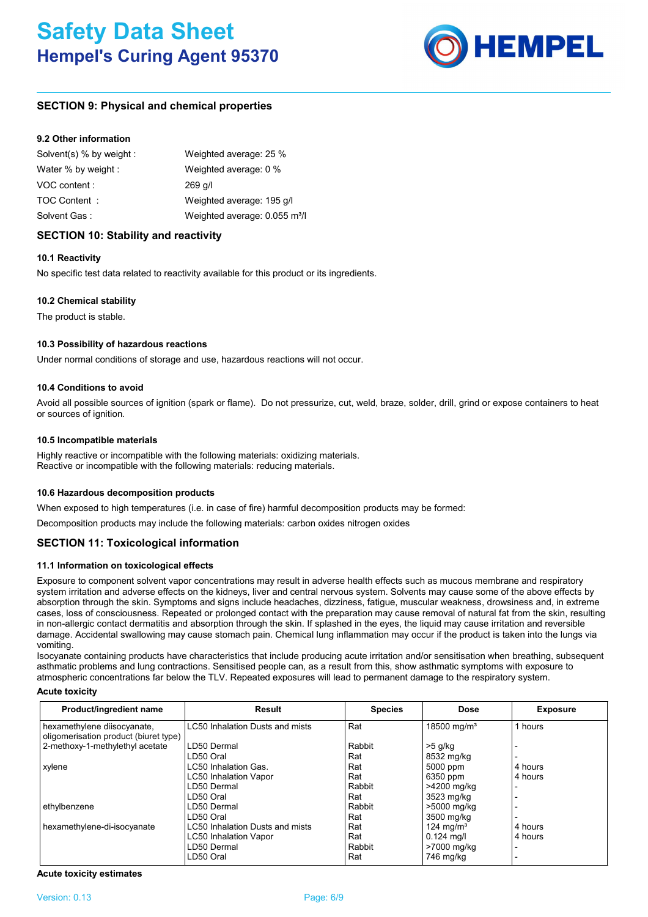## SECTION 9: Physical and chemical properties

### 9.2 Other information

| | |
|---|---|
| Solvent(s) % by weight : | Weighted average: 25 % |
| Water % by weight : | Weighted average: 0 % |
| VOC content : | 269 g/l |
| TOC Content : | Weighted average: 195 g/l |
| Solvent Gas : | Weighted average: 0.055 m³/l |

## SECTION 10: Stability and reactivity

### 10.1 Reactivity

No specific test data related to reactivity available for this product or its ingredients.

### 10.2 Chemical stability

The product is stable.

### 10.3 Possibility of hazardous reactions

Under normal conditions of storage and use, hazardous reactions will not occur.

### 10.4 Conditions to avoid

Avoid all possible sources of ignition (spark or flame). Do not pressurize, cut, weld, braze, solder, drill, grind or expose containers to heat or sources of ignition.

### 10.5 Incompatible materials

Highly reactive or incompatible with the following materials: oxidizing materials.
Reactive or incompatible with the following materials: reducing materials.

### 10.6 Hazardous decomposition products

When exposed to high temperatures (i.e. in case of fire) harmful decomposition products may be formed:

Decomposition products may include the following materials: carbon oxides nitrogen oxides

## SECTION 11: Toxicological information

### 11.1 Information on toxicological effects

Exposure to component solvent vapor concentrations may result in adverse health effects such as mucous membrane and respiratory system irritation and adverse effects on the kidneys, liver and central nervous system. Solvents may cause some of the above effects by absorption through the skin. Symptoms and signs include headaches, dizziness, fatigue, muscular weakness, drowsiness and, in extreme cases, loss of consciousness. Repeated or prolonged contact with the preparation may cause removal of natural fat from the skin, resulting in non-allergic contact dermatitis and absorption through the skin. If splashed in the eyes, the liquid may cause irritation and reversible damage. Accidental swallowing may cause stomach pain. Chemical lung inflammation may occur if the product is taken into the lungs via vomiting.
Isocyanate containing products have characteristics that include producing acute irritation and/or sensitisation when breathing, subsequent asthmatic problems and lung contractions. Sensitised people can, as a result from this, show asthmatic symptoms with exposure to atmospheric concentrations far below the TLV. Repeated exposures will lead to permanent damage to the respiratory system.

**Acute toxicity**

| Product/ingredient name | Result | Species | Dose | Exposure |
|---|---|---|---|---|
| hexamethylene diisocyanate, oligomerisation product (biuret type) | LC50 Inhalation Dusts and mists | Rat | 18500 mg/m³ | 1 hours |
| 2-methoxy-1-methylethyl acetate | LD50 Dermal | Rabbit | >5 g/kg | - |
| | LD50 Oral | Rat | 8532 mg/kg | - |
| xylene | LC50 Inhalation Gas. | Rat | 5000 ppm | 4 hours |
| | LC50 Inhalation Vapor | Rat | 6350 ppm | 4 hours |
| | LD50 Dermal | Rabbit | >4200 mg/kg | - |
| | LD50 Oral | Rat | 3523 mg/kg | - |
| ethylbenzene | LD50 Dermal | Rabbit | >5000 mg/kg | - |
| | LD50 Oral | Rat | 3500 mg/kg | - |
| hexamethylene-di-isocyanate | LC50 Inhalation Dusts and mists | Rat | 124 mg/m³ | 4 hours |
| | LC50 Inhalation Vapor | Rat | 0.124 mg/l | 4 hours |
| | LD50 Dermal | Rabbit | >7000 mg/kg | - |
| | LD50 Oral | Rat | 746 mg/kg | - |

**Acute toxicity estimates**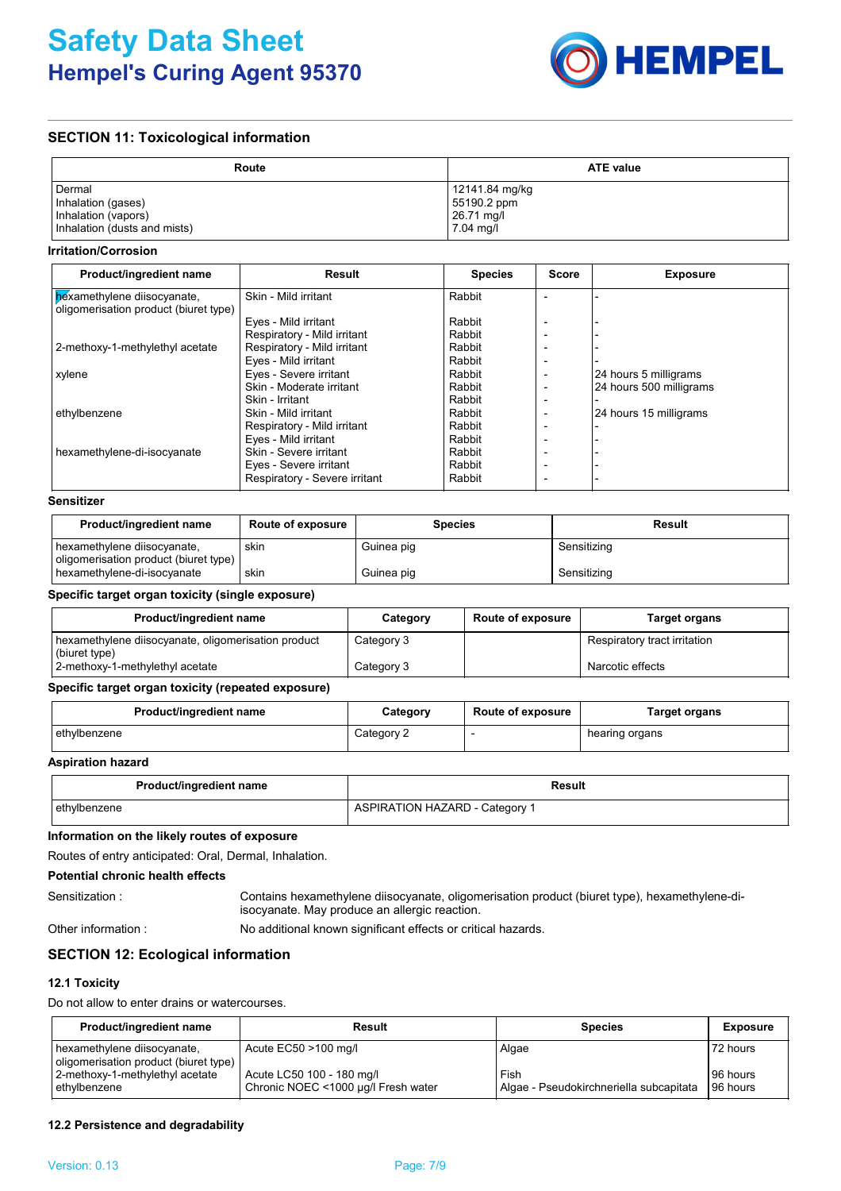## SECTION 11: Toxicological information

| Route | ATE value |
|---|---|
| Dermal<br>Inhalation (gases)<br>Inhalation (vapors)<br>Inhalation (dusts and mists) | 12141.84 mg/kg<br>55190.2 ppm<br>26.71 mg/l<br>7.04 mg/l |

**Irritation/Corrosion**

| Product/ingredient name | Result | Species | Score | Exposure |
|---|---|---|---|---|
| hexamethylene diisocyanate, oligomerisation product (biuret type) | Skin - Mild irritant | Rabbit | - | - |
| | Eyes - Mild irritant | Rabbit | - | - |
| | Respiratory - Mild irritant | Rabbit | - | - |
| 2-methoxy-1-methylethyl acetate | Respiratory - Mild irritant | Rabbit | - | - |
| | Eyes - Mild irritant | Rabbit | - | - |
| xylene | Eyes - Severe irritant | Rabbit | - | 24 hours 5 milligrams |
| | Skin - Moderate irritant | Rabbit | - | 24 hours 500 milligrams |
| | Skin - Irritant | Rabbit | - | - |
| ethylbenzene | Skin - Mild irritant | Rabbit | - | 24 hours 15 milligrams |
| | Respiratory - Mild irritant | Rabbit | - | - |
| | Eyes - Mild irritant | Rabbit | - | - |
| hexamethylene-di-isocyanate | Skin - Severe irritant | Rabbit | - | - |
| | Eyes - Severe irritant | Rabbit | - | - |
| | Respiratory - Severe irritant | Rabbit | - | - |

**Sensitizer**

| Product/ingredient name | Route of exposure | Species | Result |
|---|---|---|---|
| hexamethylene diisocyanate, oligomerisation product (biuret type) | skin | Guinea pig | Sensitizing |
| hexamethylene-di-isocyanate | skin | Guinea pig | Sensitizing |

**Specific target organ toxicity (single exposure)**

| Product/ingredient name | Category | Route of exposure | Target organs |
|---|---|---|---|
| hexamethylene diisocyanate, oligomerisation product (biuret type) | Category 3 | | Respiratory tract irritation |
| 2-methoxy-1-methylethyl acetate | Category 3 | | Narcotic effects |

**Specific target organ toxicity (repeated exposure)**

| Product/ingredient name | Category | Route of exposure | Target organs |
|---|---|---|---|
| ethylbenzene | Category 2 | - | hearing organs |

**Aspiration hazard**

| Product/ingredient name | Result |
|---|---|
| ethylbenzene | ASPIRATION HAZARD - Category 1 |

**Information on the likely routes of exposure**

Routes of entry anticipated: Oral, Dermal, Inhalation.

**Potential chronic health effects**

Sensitization : Contains hexamethylene diisocyanate, oligomerisation product (biuret type), hexamethylene-di-isocyanate. May produce an allergic reaction.

Other information : No additional known significant effects or critical hazards.

## SECTION 12: Ecological information

### 12.1 Toxicity

Do not allow to enter drains or watercourses.

| Product/ingredient name | Result | Species | Exposure |
|---|---|---|---|
| hexamethylene diisocyanate, oligomerisation product (biuret type) | Acute EC50 >100 mg/l | Algae | 72 hours |
| 2-methoxy-1-methylethyl acetate | Acute LC50 100 - 180 mg/l | Fish | 96 hours |
| ethylbenzene | Chronic NOEC <1000 µg/l Fresh water | Algae - Pseudokirchneriella subcapitata | 96 hours |

### 12.2 Persistence and degradability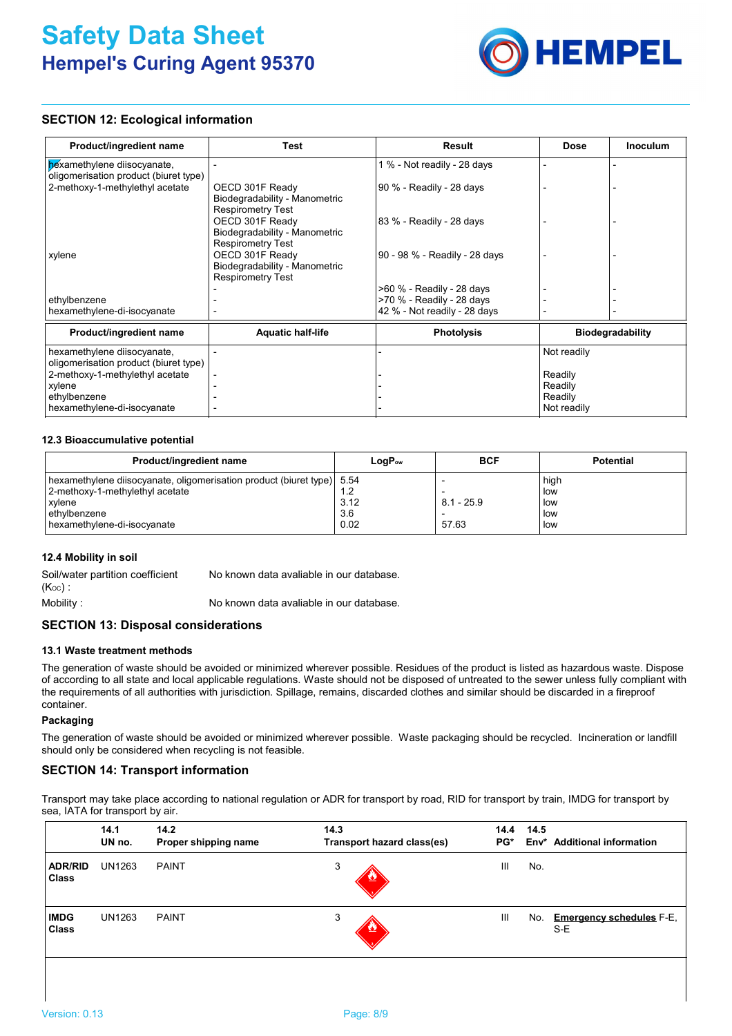## SECTION 12: Ecological information

| Product/ingredient name | Test | Result | Dose | Inoculum |
|---|---|---|---|---|
| hexamethylene diisocyanate, oligomerisation product (biuret type) | - | 1 % - Not readily - 28 days | - | - |
| 2-methoxy-1-methylethyl acetate | OECD 301F Ready Biodegradability - Manometric Respirometry Test | 90 % - Readily - 28 days | - | - |
| | OECD 301F Ready Biodegradability - Manometric Respirometry Test | 83 % - Readily - 28 days | - | - |
| xylene | OECD 301F Ready Biodegradability - Manometric Respirometry Test | 90 - 98 % - Readily - 28 days | - | - |
| | - | >60 % - Readily - 28 days | - | - |
| ethylbenzene | - | >70 % - Readily - 28 days | - | - |
| hexamethylene-di-isocyanate | - | 42 % - Not readily - 28 days | - | - |

| Product/ingredient name | Aquatic half-life | Photolysis | Biodegradability |
|---|---|---|---|
| hexamethylene diisocyanate, oligomerisation product (biuret type) | - | - | Not readily |
| 2-methoxy-1-methylethyl acetate | - | - | Readily |
| xylene | - | - | Readily |
| ethylbenzene | - | - | Readily |
| hexamethylene-di-isocyanate | - | - | Not readily |

### 12.3 Bioaccumulative potential

| Product/ingredient name | $LogP_{ow}$ | BCF | Potential |
|---|---|---|---|
| hexamethylene diisocyanate, oligomerisation product (biuret type) | 5.54 | - | high |
| 2-methoxy-1-methylethyl acetate | 1.2 | - | low |
| xylene | 3.12 | 8.1 - 25.9 | low |
| ethylbenzene | 3.6 | - | low |
| hexamethylene-di-isocyanate | 0.02 | 57.63 | low |

### 12.4 Mobility in soil

Soil/water partition coefficient ($K_{OC}$) : No known data avaliable in our database.

Mobility : No known data avaliable in our database.

## SECTION 13: Disposal considerations

### 13.1 Waste treatment methods

The generation of waste should be avoided or minimized wherever possible. Residues of the product is listed as hazardous waste. Dispose of according to all state and local applicable regulations. Waste should not be disposed of untreated to the sewer unless fully compliant with the requirements of all authorities with jurisdiction. Spillage, remains, discarded clothes and similar should be discarded in a fireproof container.

**Packaging**

The generation of waste should be avoided or minimized wherever possible. Waste packaging should be recycled. Incineration or landfill should only be considered when recycling is not feasible.

## SECTION 14: Transport information

Transport may take place according to national regulation or ADR for transport by road, RID for transport by train, IMDG for transport by sea, IATA for transport by air.

| | 14.1 UN no. | 14.2 Proper shipping name | 14.3 Transport hazard class(es) | 14.4 PG* | 14.5 Env* | Additional information |
|---|---|---|---|---|---|---|
| **ADR/RID Class** | UN1263 | PAINT | 3 | III | No. | |
| **IMDG Class** | UN1263 | PAINT | 3 | III | No. | **Emergency schedules** F-E, S-E |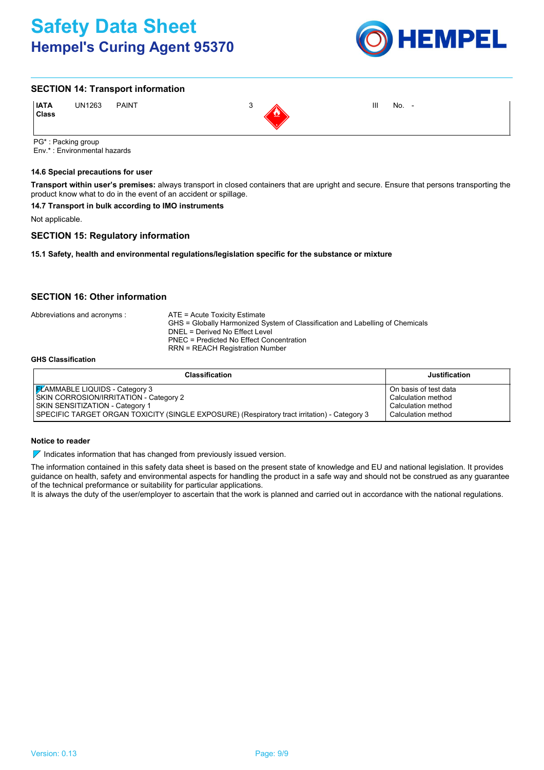## SECTION 14: Transport information

| | | | | | | |
|---|---|---|---|---|---|---|
| **IATA Class** | UN1263 | PAINT | 3 | | III | No. - |

PG* : Packing group
Env.* : Environmental hazards

### 14.6 Special precautions for user

**Transport within user's premises:** always transport in closed containers that are upright and secure. Ensure that persons transporting the product know what to do in the event of an accident or spillage.

### 14.7 Transport in bulk according to IMO instruments

Not applicable.

## SECTION 15: Regulatory information

### 15.1 Safety, health and environmental regulations/legislation specific for the substance or mixture

## SECTION 16: Other information

Abbreviations and acronyms :

ATE = Acute Toxicity Estimate
GHS = Globally Harmonized System of Classification and Labelling of Chemicals
DNEL = Derived No Effect Level
PNEC = Predicted No Effect Concentration
RRN = REACH Registration Number

### GHS Classification

| Classification | Justification |
|---|---|
| FLAMMABLE LIQUIDS - Category 3 | On basis of test data |
| SKIN CORROSION/IRRITATION - Category 2 | Calculation method |
| SKIN SENSITIZATION - Category 1 | Calculation method |
| SPECIFIC TARGET ORGAN TOXICITY (SINGLE EXPOSURE) (Respiratory tract irritation) - Category 3 | Calculation method |

### Notice to reader

Indicates information that has changed from previously issued version.

The information contained in this safety data sheet is based on the present state of knowledge and EU and national legislation. It provides guidance on health, safety and environmental aspects for handling the product in a safe way and should not be construed as any guarantee of the technical preformance or suitability for particular applications.
It is always the duty of the user/employer to ascertain that the work is planned and carried out in accordance with the national regulations.